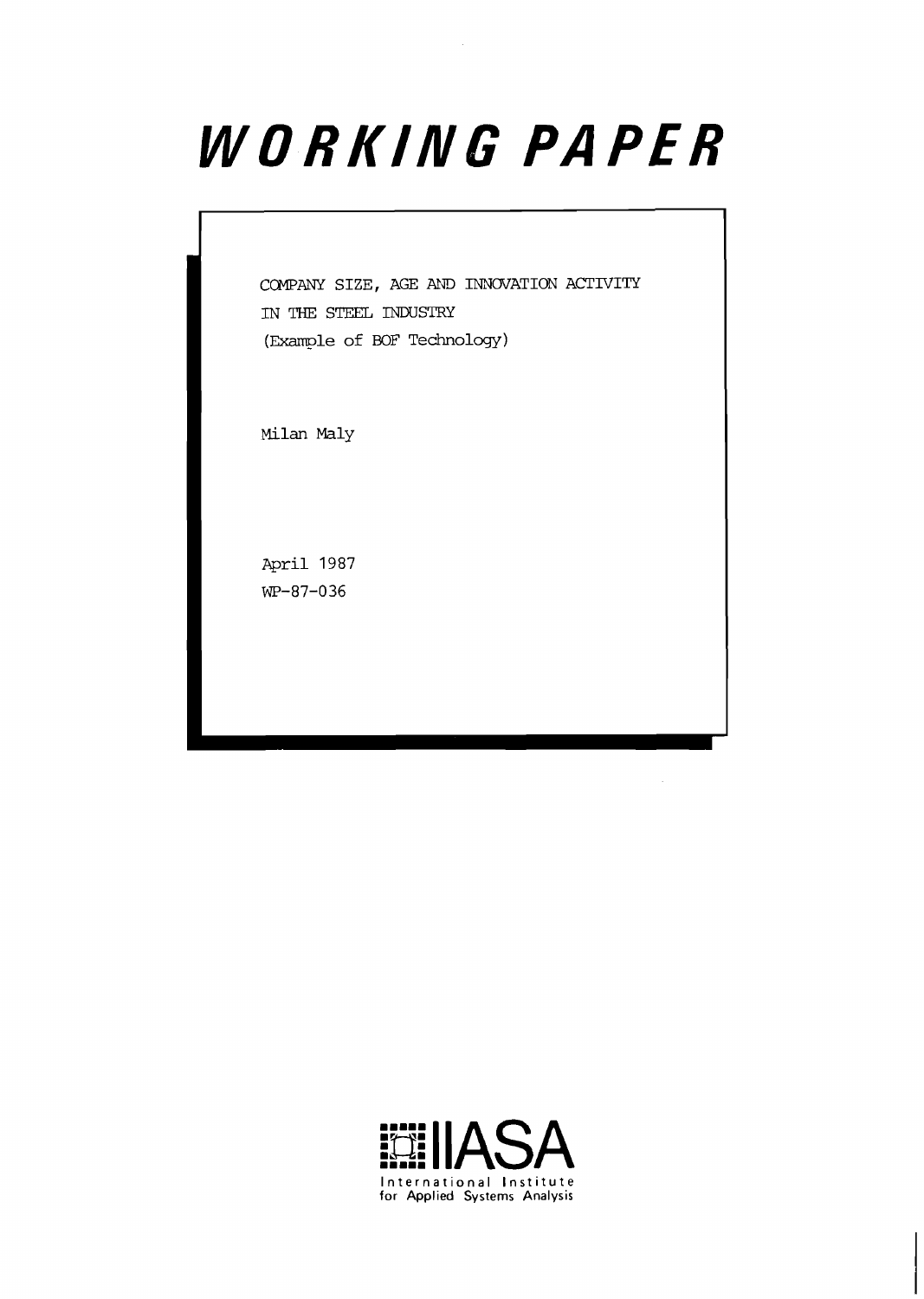# WORKING PAPER

COMPANY SIZE, AGE AND INNOVATION ACTIVITY IN THE STEEL INDUSTRY
(Example of BOF Technology)

Milan Maly

April 1987
WP-87-036

IIASA
International Institute for Applied Systems Analysis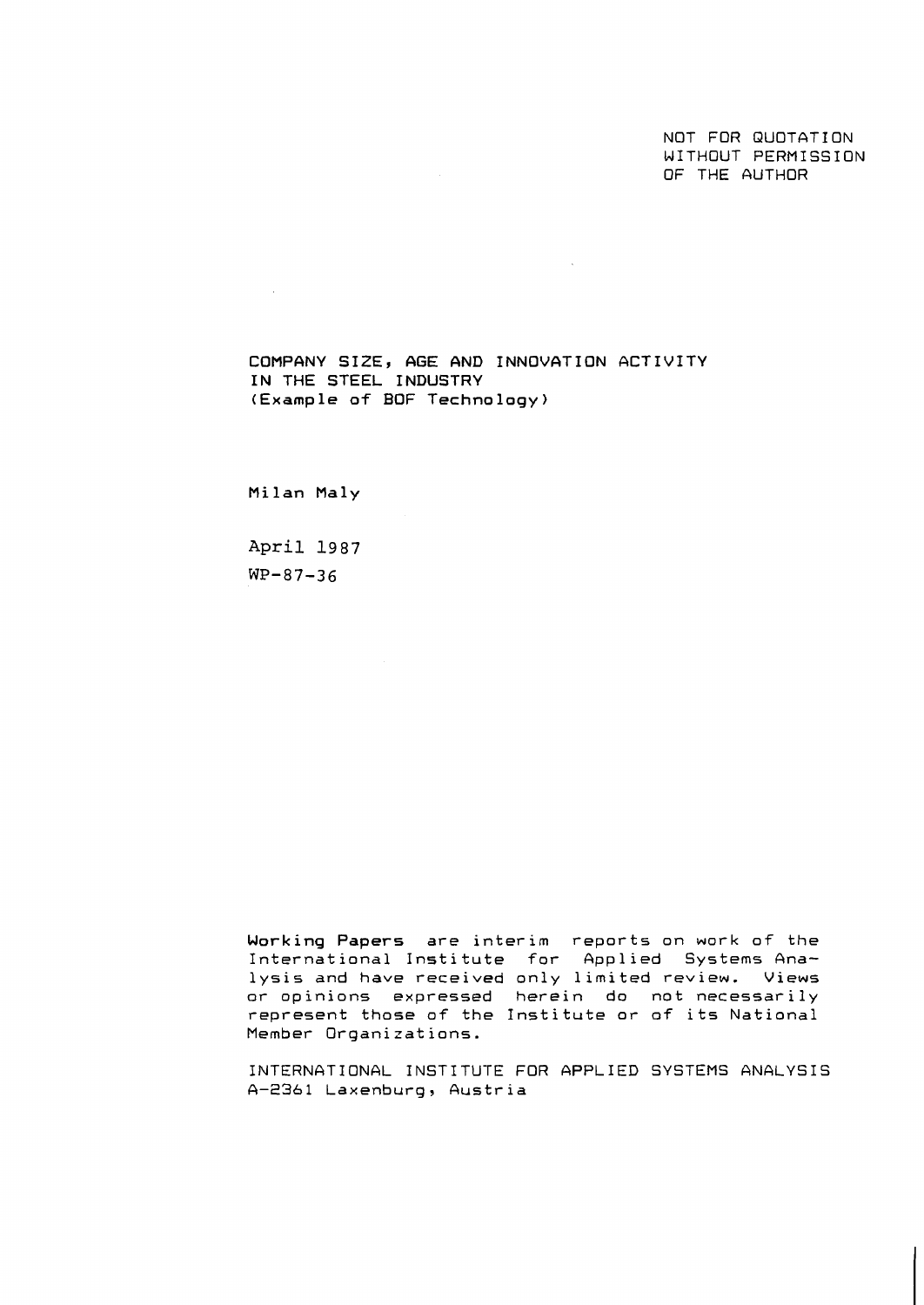NOT FOR QUOTATION
WITHOUT PERMISSION
OF THE AUTHOR

# COMPANY SIZE, AGE AND INNOVATION ACTIVITY IN THE STEEL INDUSTRY
## (Example of BOF Technology)

Milan Maly

April 1987
WP-87-36

**Working Papers** are interim reports on work of the International Institute for Applied Systems Analysis and have received only limited review. Views or opinions expressed herein do not necessarily represent those of the Institute or of its National Member Organizations.

INTERNATIONAL INSTITUTE FOR APPLIED SYSTEMS ANALYSIS
A-2361 Laxenburg, Austria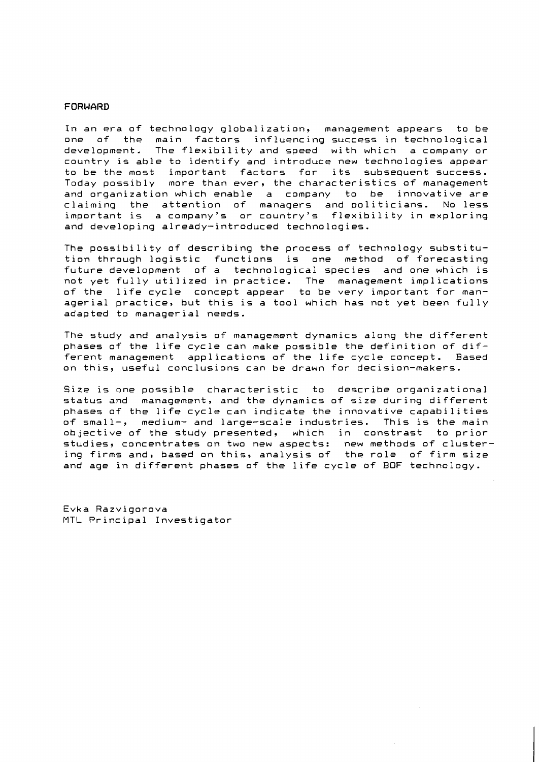# FORWARD

In an era of technology globalization, management appears to be one of the main factors influencing success in technological development. The flexibility and speed with which a company or country is able to identify and introduce new technologies appear to be the most important factors for its subsequent success. Today possibly more than ever, the characteristics of management and organization which enable a company to be innovative are claiming the attention of managers and politicians. No less important is a company's or country's flexibility in exploring and developing already-introduced technologies.

The possibility of describing the process of technology substitution through logistic functions is one method of forecasting future development of a technological species and one which is not yet fully utilized in practice. The management implications of the life cycle concept appear to be very important for managerial practice, but this is a tool which has not yet been fully adapted to managerial needs.

The study and analysis of management dynamics along the different phases of the life cycle can make possible the definition of different management applications of the life cycle concept. Based on this, useful conclusions can be drawn for decision-makers.

Size is one possible characteristic to describe organizational status and management, and the dynamics of size during different phases of the life cycle can indicate the innovative capabilities of small-, medium- and large-scale industries. This is the main objective of the study presented, which in constrast to prior studies, concentrates on two new aspects: new methods of clustering firms and, based on this, analysis of the role of firm size and age in different phases of the life cycle of BOF technology.

Evka Razvigorova
MTL Principal Investigator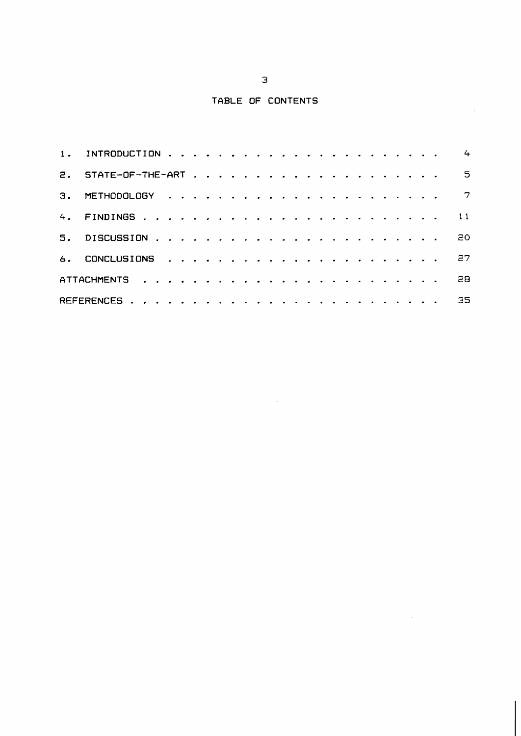# TABLE OF CONTENTS

| | | |
|---|---|---|
| 1. | INTRODUCTION | 4 |
| 2. | STATE-OF-THE-ART | 5 |
| 3. | METHODOLOGY | 7 |
| 4. | FINDINGS | 11 |
| 5. | DISCUSSION | 20 |
| 6. | CONCLUSIONS | 27 |
| | ATTACHMENTS | 28 |
| | REFERENCES | 35 |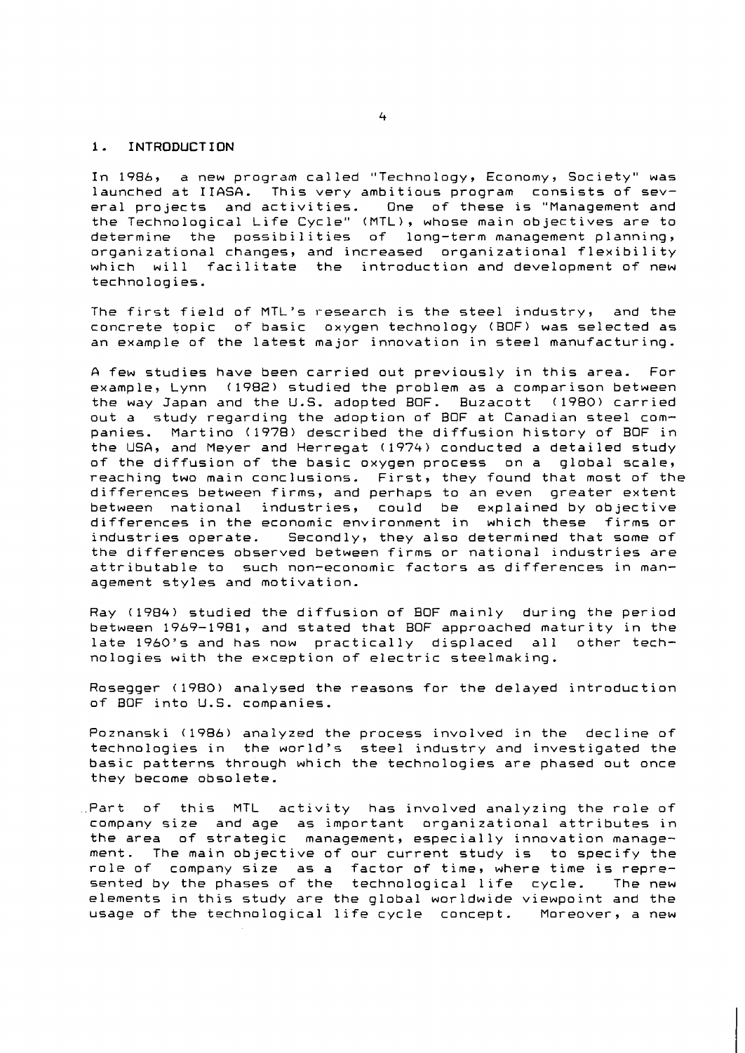## 1. INTRODUCTION

In 1986, a new program called "Technology, Economy, Society" was launched at IIASA. This very ambitious program consists of several projects and activities. One of these is "Management and the Technological Life Cycle" (MTL), whose main objectives are to determine the possibilities of long-term management planning, organizational changes, and increased organizational flexibility which will facilitate the introduction and development of new technologies.

The first field of MTL's research is the steel industry, and the concrete topic of basic oxygen technology (BOF) was selected as an example of the latest major innovation in steel manufacturing.

A few studies have been carried out previously in this area. For example, Lynn (1982) studied the problem as a comparison between the way Japan and the U.S. adopted BOF. Buzacott (1980) carried out a study regarding the adoption of BOF at Canadian steel companies. Martino (1978) described the diffusion history of BOF in the USA, and Meyer and Herregat (1974) conducted a detailed study of the diffusion of the basic oxygen process on a global scale, reaching two main conclusions. First, they found that most of the differences between firms, and perhaps to an even greater extent between national industries, could be explained by objective differences in the economic environment in which these firms or industries operate. Secondly, they also determined that some of the differences observed between firms or national industries are attributable to such non-economic factors as differences in management styles and motivation.

Ray (1984) studied the diffusion of BOF mainly during the period between 1969-1981, and stated that BOF approached maturity in the late 1960's and has now practically displaced all other technologies with the exception of electric steelmaking.

Rosegger (1980) analysed the reasons for the delayed introduction of BOF into U.S. companies.

Poznanski (1986) analyzed the process involved in the decline of technologies in the world's steel industry and investigated the basic patterns through which the technologies are phased out once they become obsolete.

Part of this MTL activity has involved analyzing the role of company size and age as important organizational attributes in the area of strategic management, especially innovation management. The main objective of our current study is to specify the role of company size as a factor of time, where time is represented by the phases of the technological life cycle. The new elements in this study are the global worldwide viewpoint and the usage of the technological life cycle concept. Moreover, a new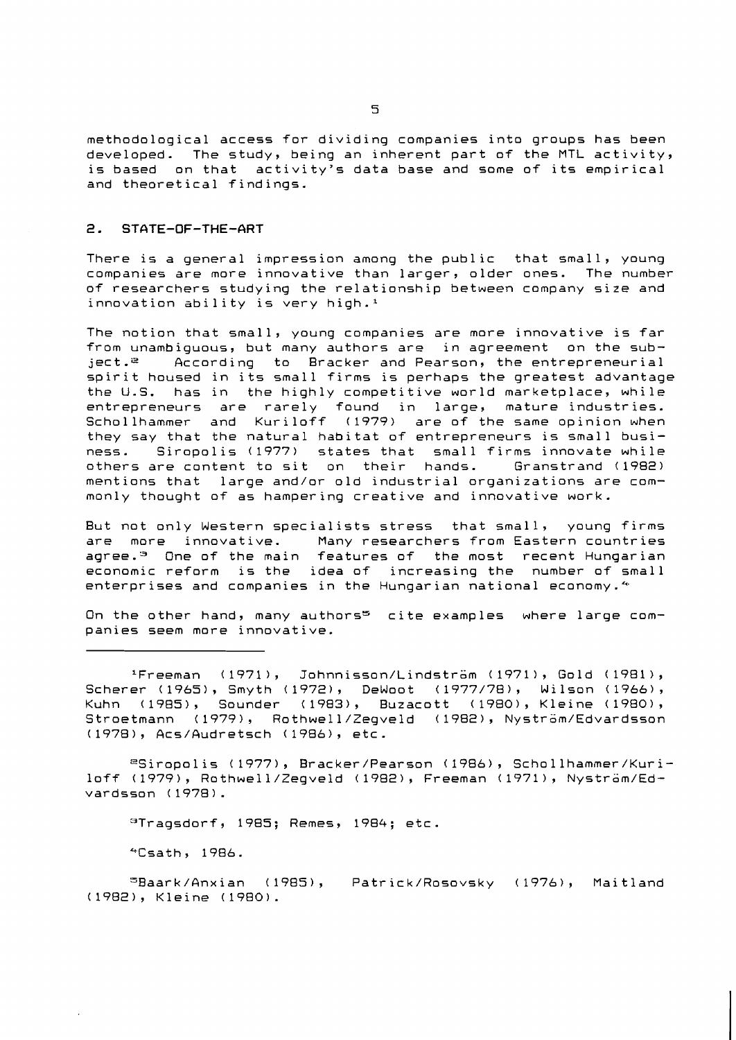methodological access for dividing companies into groups has been developed. The study, being an inherent part of the MTL activity, is based on that activity's data base and some of its empirical and theoretical findings.

## 2. STATE-OF-THE-ART

There is a general impression among the public that small, young companies are more innovative than larger, older ones. The number of researchers studying the relationship between company size and innovation ability is very high.[1]

The notion that small, young companies are more innovative is far from unambiguous, but many authors are in agreement on the subject.[2] According to Bracker and Pearson, the entrepreneurial spirit housed in its small firms is perhaps the greatest advantage the U.S. has in the highly competitive world marketplace, while entrepreneurs are rarely found in large, mature industries. Schollhammer and Kuriloff (1979) are of the same opinion when they say that the natural habitat of entrepreneurs is small business. Siropolis (1977) states that small firms innovate while others are content to sit on their hands. Granstrand (1982) mentions that large and/or old industrial organizations are commonly thought of as hampering creative and innovative work.

But not only Western specialists stress that small, young firms are more innovative. Many researchers from Eastern countries agree.[3] One of the main features of the most recent Hungarian economic reform is the idea of increasing the number of small enterprises and companies in the Hungarian national economy.[4]

On the other hand, many authors[5] cite examples where large companies seem more innovative.

---

[1]Freeman (1971), Johnnisson/Lindström (1971), Gold (1981), Scherer (1965), Smyth (1972), DeWoot (1977/78), Wilson (1966), Kuhn (1985), Sounder (1983), Buzacott (1980), Kleine (1980), Stroetmann (1979), Rothwell/Zegveld (1982), Nyström/Edvardsson (1978), Acs/Audretsch (1986), etc.

[2]Siropolis (1977), Bracker/Pearson (1986), Schollhammer/Kuriloff (1979), Rothwell/Zegveld (1982), Freeman (1971), Nyström/Edvardsson (1978).

[3]Tragsdorf, 1985; Remes, 1984; etc.

[4]Csath, 1986.

[5]Baark/Anxian (1985), Patrick/Rosovsky (1976), Maitland (1982), Kleine (1980).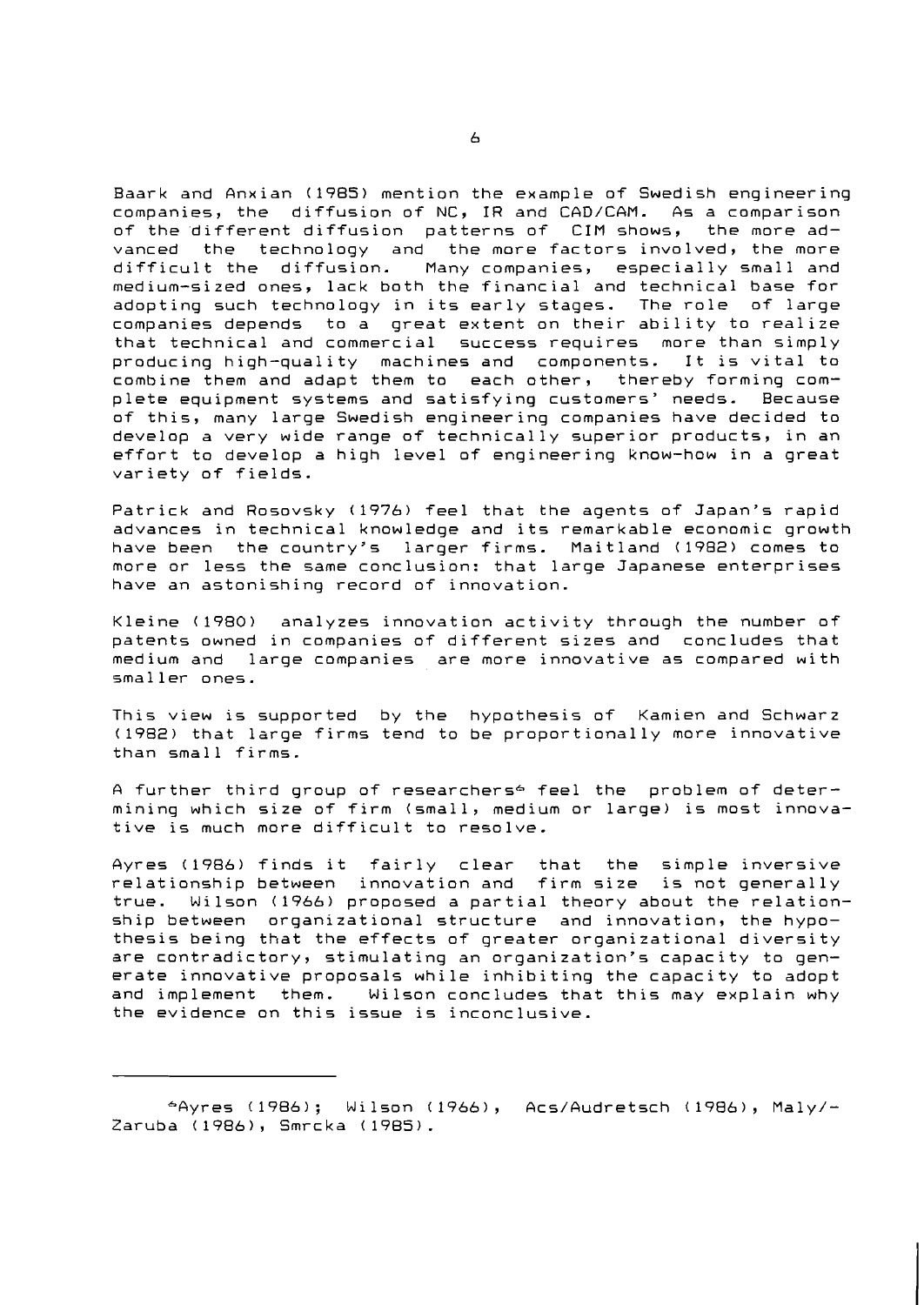Baark and Anxian (1985) mention the example of Swedish engineering companies, the diffusion of NC, IR and CAD/CAM. As a comparison of the different diffusion patterns of CIM shows, the more advanced the technology and the more factors involved, the more difficult the diffusion. Many companies, especially small and medium-sized ones, lack both the financial and technical base for adopting such technology in its early stages. The role of large companies depends to a great extent on their ability to realize that technical and commercial success requires more than simply producing high-quality machines and components. It is vital to combine them and adapt them to each other, thereby forming complete equipment systems and satisfying customers' needs. Because of this, many large Swedish engineering companies have decided to develop a very wide range of technically superior products, in an effort to develop a high level of engineering know-how in a great variety of fields.

Patrick and Rosovsky (1976) feel that the agents of Japan's rapid advances in technical knowledge and its remarkable economic growth have been the country's larger firms. Maitland (1982) comes to more or less the same conclusion: that large Japanese enterprises have an astonishing record of innovation.

Kleine (1980) analyzes innovation activity through the number of patents owned in companies of different sizes and concludes that medium and large companies are more innovative as compared with smaller ones.

This view is supported by the hypothesis of Kamien and Schwarz (1982) that large firms tend to be proportionally more innovative than small firms.

A further third group of researchers[6] feel the problem of determining which size of firm (small, medium or large) is most innovative is much more difficult to resolve.

Ayres (1986) finds it fairly clear that the simple inversive relationship between innovation and firm size is not generally true. Wilson (1966) proposed a partial theory about the relationship between organizational structure and innovation, the hypothesis being that the effects of greater organizational diversity are contradictory, stimulating an organization's capacity to generate innovative proposals while inhibiting the capacity to adopt and implement them. Wilson concludes that this may explain why the evidence on this issue is inconclusive.

---

[6] Ayres (1986); Wilson (1966), Acs/Audretsch (1986), Maly/-Zaruba (1986), Smrcka (1985).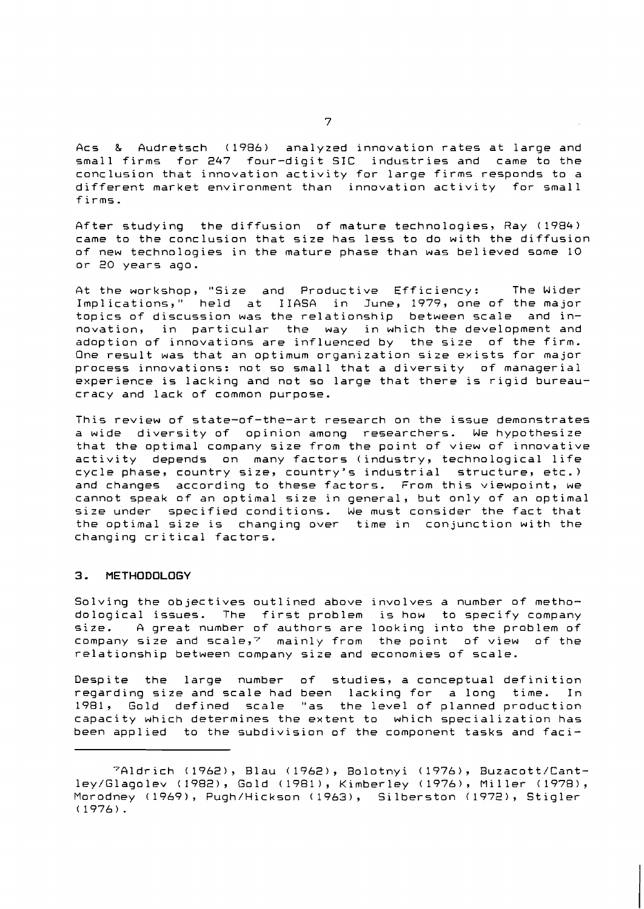Acs & Audretsch (1986) analyzed innovation rates at large and small firms for 247 four-digit SIC industries and came to the conclusion that innovation activity for large firms responds to a different market environment than innovation activity for small firms.

After studying the diffusion of mature technologies, Ray (1984) came to the conclusion that size has less to do with the diffusion of new technologies in the mature phase than was believed some 10 or 20 years ago.

At the workshop, "Size and Productive Efficiency: The Wider Implications," held at IIASA in June, 1979, one of the major topics of discussion was the relationship between scale and innovation, in particular the way in which the development and adoption of innovations are influenced by the size of the firm. One result was that an optimum organization size exists for major process innovations: not so small that a diversity of managerial experience is lacking and not so large that there is rigid bureaucracy and lack of common purpose.

This review of state-of-the-art research on the issue demonstrates a wide diversity of opinion among researchers. We hypothesize that the optimal company size from the point of view of innovative activity depends on many factors (industry, technological life cycle phase, country size, country's industrial structure, etc.) and changes according to these factors. From this viewpoint, we cannot speak of an optimal size in general, but only of an optimal size under specified conditions. We must consider the fact that the optimal size is changing over time in conjunction with the changing critical factors.

## 3. METHODOLOGY

Solving the objectives outlined above involves a number of methodological issues. The first problem is how to specify company size. A great number of authors are looking into the problem of company size and scale,[7] mainly from the point of view of the relationship between company size and economies of scale.

Despite the large number of studies, a conceptual definition regarding size and scale had been lacking for a long time. In 1981, Gold defined scale "as the level of planned production capacity which determines the extent to which specialization has been applied to the subdivision of the component tasks and faci-

---

[7]Aldrich (1962), Blau (1962), Bolotnyi (1976), Buzacott/Cantley/Glagolev (1982), Gold (1981), Kimberley (1976), Miller (1978), Morodney (1969), Pugh/Hickson (1963), Silberston (1972), Stigler (1976).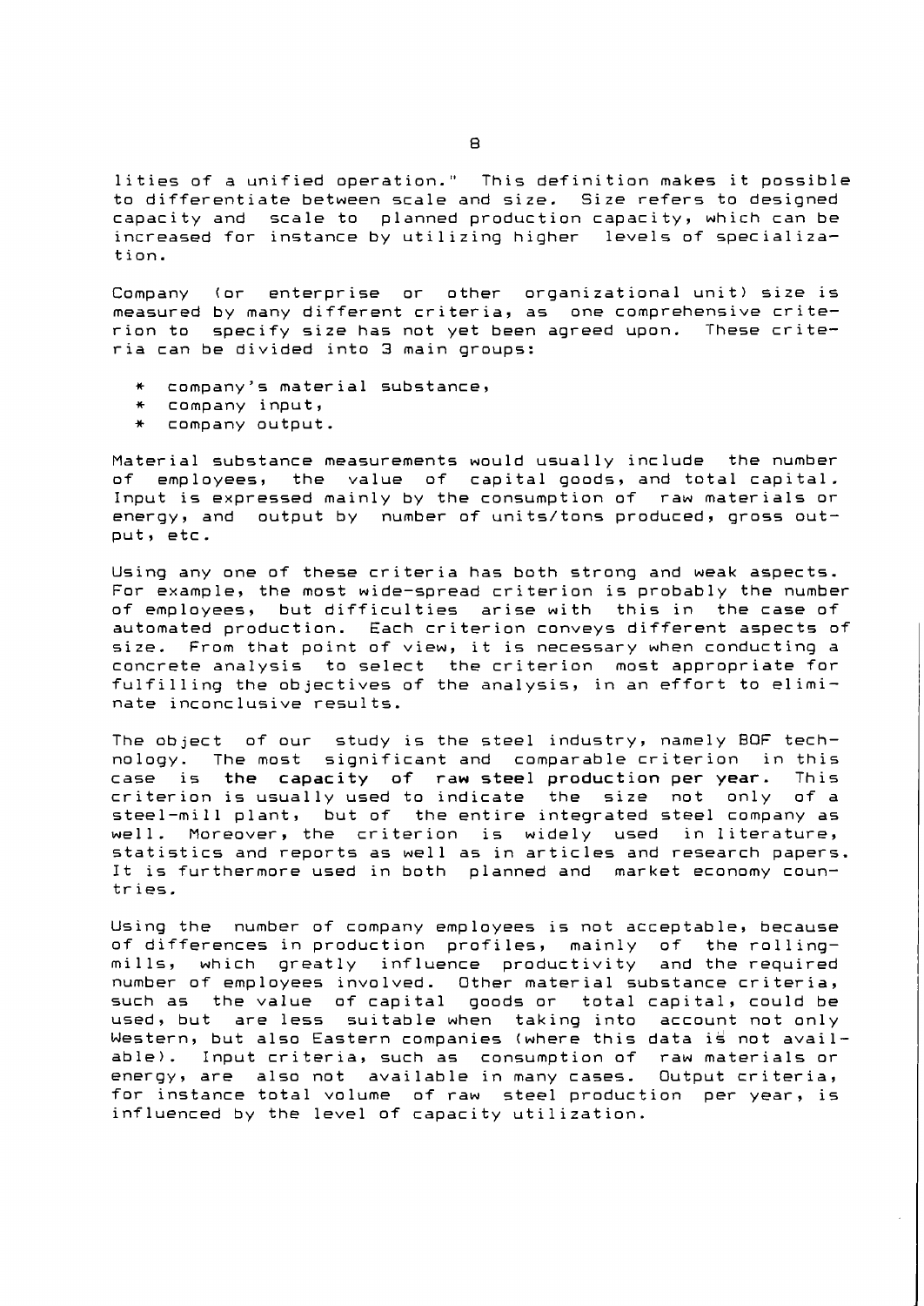lities of a unified operation." This definition makes it possible to differentiate between scale and size. Size refers to designed capacity and scale to planned production capacity, which can be increased for instance by utilizing higher levels of specialization.

Company (or enterprise or other organizational unit) size is measured by many different criteria, as one comprehensive criterion to specify size has not yet been agreed upon. These criteria can be divided into 3 main groups:

* company's material substance,
* company input,
* company output.

Material substance measurements would usually include the number of employees, the value of capital goods, and total capital. Input is expressed mainly by the consumption of raw materials or energy, and output by number of units/tons produced, gross output, etc.

Using any one of these criteria has both strong and weak aspects. For example, the most wide-spread criterion is probably the number of employees, but difficulties arise with this in the case of automated production. Each criterion conveys different aspects of size. From that point of view, it is necessary when conducting a concrete analysis to select the criterion most appropriate for fulfilling the objectives of the analysis, in an effort to eliminate inconclusive results.

The object of our study is the steel industry, namely BOF technology. The most significant and comparable criterion in this case is **the capacity of raw steel production per year**. This criterion is usually used to indicate the size not only of a steel-mill plant, but of the entire integrated steel company as well. Moreover, the criterion is widely used in literature, statistics and reports as well as in articles and research papers. It is furthermore used in both planned and market economy countries.

Using the number of company employees is not acceptable, because of differences in production profiles, mainly of the rolling-mills, which greatly influence productivity and the required number of employees involved. Other material substance criteria, such as the value of capital goods or total capital, could be used, but are less suitable when taking into account not only Western, but also Eastern companies (where this data is not available). Input criteria, such as consumption of raw materials or energy, are also not available in many cases. Output criteria, for instance total volume of raw steel production per year, is influenced by the level of capacity utilization.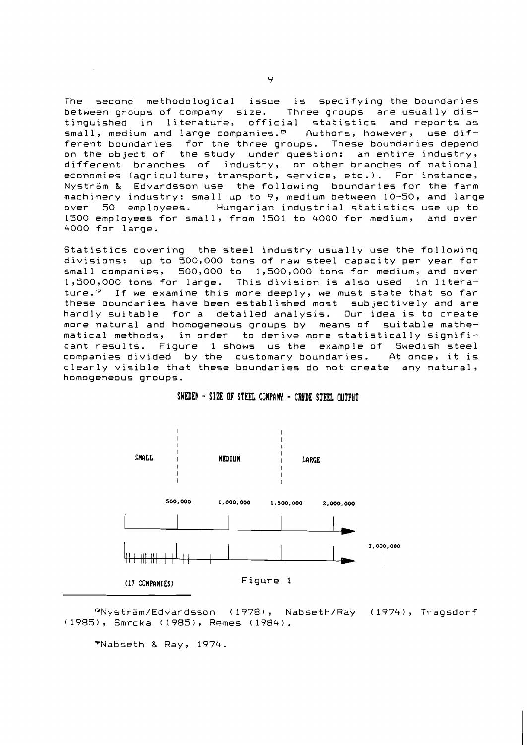The second methodological issue is specifying the boundaries between groups of company size. Three groups are usually distinguished in literature, official statistics and reports as small, medium and large companies.[8] Authors, however, use different boundaries for the three groups. These boundaries depend on the object of the study under question: an entire industry, different branches of industry, or other branches of national economies (agriculture, transport, service, etc.). For instance, Nyström & Edvardsson use the following boundaries for the farm machinery industry: small up to 9, medium between 10-50, and large over 50 employees. Hungarian industrial statistics use up to 1500 employees for small, from 1501 to 4000 for medium, and over 4000 for large.

Statistics covering the steel industry usually use the following divisions: up to 500,000 tons of raw steel capacity per year for small companies, 500,000 to 1,500,000 tons for medium, and over 1,500,000 tons for large. This division is also used in literature.[9] If we examine this more deeply, we must state that so far these boundaries have been established most subjectively and are hardly suitable for a detailed analysis. Our idea is to create more natural and homogeneous groups by means of suitable mathematical methods, in order to derive more statistically significant results. Figure 1 shows us the example of Swedish steel companies divided by the customary boundaries. At once, it is clearly visible that these boundaries do not create any natural, homogeneous groups.

SWEDEN - SIZE OF STEEL COMPANY - CRUDE STEEL OUTPUT

SMALL | MEDIUM | LARGE

500,000 1,000,000 1,500,000 2,000,000

3,000,000

(17 COMPANIES)

Figure 1

---

[8] Nyström/Edvardsson (1978), Nabseth/Ray (1974), Tragsdorf (1985), Smrcka (1985), Remes (1984).

[9] Nabseth & Ray, 1974.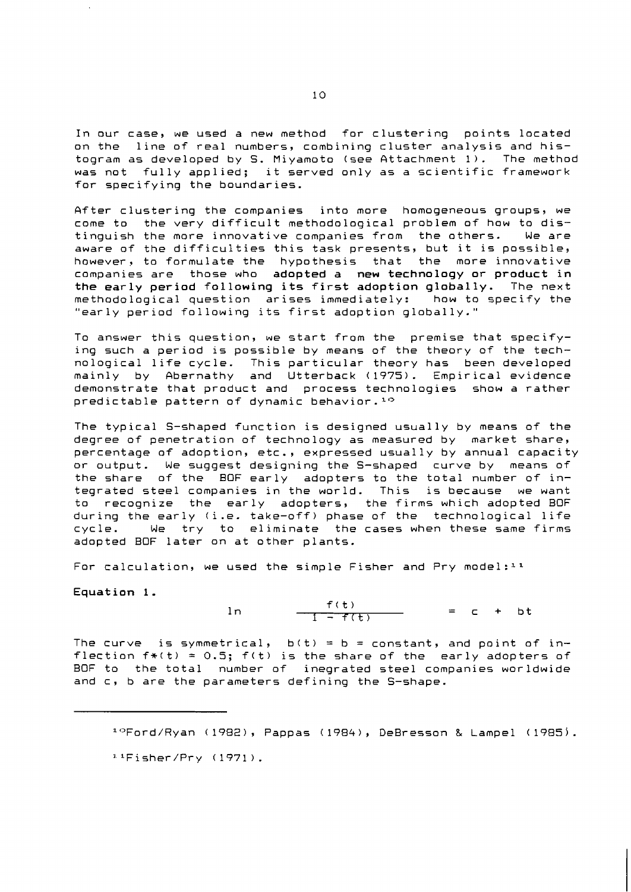In our case, we used a new method for clustering points located on the line of real numbers, combining cluster analysis and histogram as developed by S. Miyamoto (see Attachment 1). The method was not fully applied; it served only as a scientific framework for specifying the boundaries.

After clustering the companies into more homogeneous groups, we come to the very difficult methodological problem of how to distinguish the more innovative companies from the others. We are aware of the difficulties this task presents, but it is possible, however, to formulate the hypothesis that the more innovative companies are those who **adopted a new technology or product in the early period following its first adoption globally.** The next methodological question arises immediately: how to specify the "early period following its first adoption globally."

To answer this question, we start from the premise that specifying such a period is possible by means of the theory of the technological life cycle. This particular theory has been developed mainly by Abernathy and Utterback (1975). Empirical evidence demonstrate that product and process technologies show a rather predictable pattern of dynamic behavior.[10]

The typical S-shaped function is designed usually by means of the degree of penetration of technology as measured by market share, percentage of adoption, etc., expressed usually by annual capacity or output. We suggest designing the S-shaped curve by means of the share of the BOF early adopters to the total number of integrated steel companies in the world. This is because we want to recognize the early adopters, the firms which adopted BOF during the early (i.e. take-off) phase of the technological life cycle. We try to eliminate the cases when these same firms adopted BOF later on at other plants.

For calculation, we used the simple Fisher and Pry model:[11]

**Equation 1.**

$$\ln \frac{f(t)}{1 - f(t)} = c + bt$$

The curve is symmetrical, $b(t) = b = \text{constant}$, and point of inflection $f*(t) = 0.5$; $f(t)$ is the share of the early adopters of BOF to the total number of inegrated steel companies worldwide and c, b are the parameters defining the S-shape.

---

[10] Ford/Ryan (1982), Pappas (1984), DeBresson & Lampel (1985).

[11] Fisher/Pry (1971).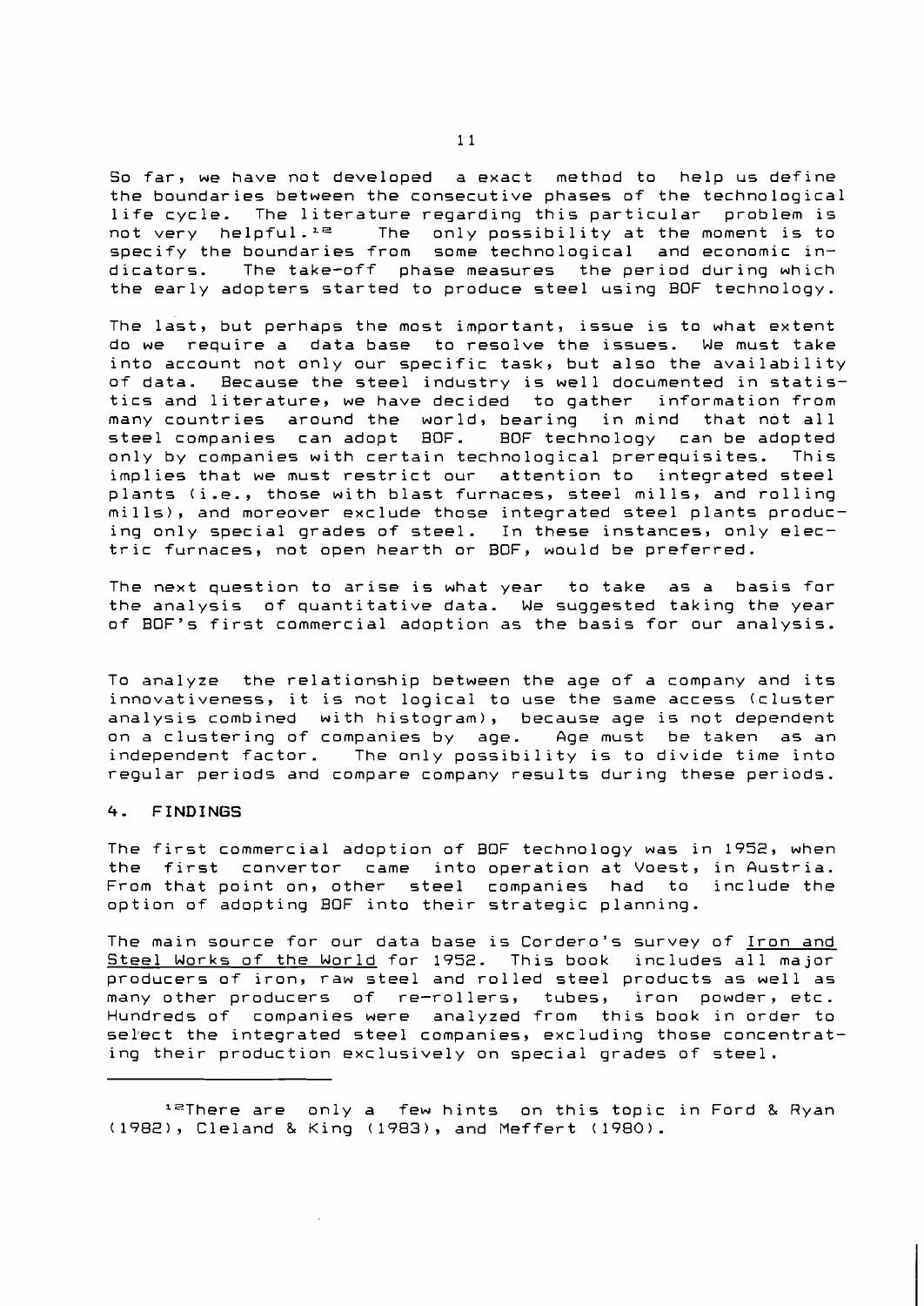So far, we have not developed a exact method to help us define the boundaries between the consecutive phases of the technological life cycle. The literature regarding this particular problem is not very helpful.[12] The only possibility at the moment is to specify the boundaries from some technological and economic indicators. The take-off phase measures the period during which the early adopters started to produce steel using BOF technology.

The last, but perhaps the most important, issue is to what extent do we require a data base to resolve the issues. We must take into account not only our specific task, but also the availability of data. Because the steel industry is well documented in statistics and literature, we have decided to gather information from many countries around the world, bearing in mind that not all steel companies can adopt BOF. BOF technology can be adopted only by companies with certain technological prerequisites. This implies that we must restrict our attention to integrated steel plants (i.e., those with blast furnaces, steel mills, and rolling mills), and moreover exclude those integrated steel plants producing only special grades of steel. In these instances, only electric furnaces, not open hearth or BOF, would be preferred.

The next question to arise is what year to take as a basis for the analysis of quantitative data. We suggested taking the year of BOF's first commercial adoption as the basis for our analysis.

To analyze the relationship between the age of a company and its innovativeness, it is not logical to use the same access (cluster analysis combined with histogram), because age is not dependent on a clustering of companies by age. Age must be taken as an independent factor. The only possibility is to divide time into regular periods and compare company results during these periods.

## 4. FINDINGS

The first commercial adoption of BOF technology was in 1952, when the first convertor came into operation at Voest, in Austria. From that point on, other steel companies had to include the option of adopting BOF into their strategic planning.

The main source for our data base is Cordero's survey of <u>Iron and Steel Works of the World</u> for 1952. This book includes all major producers of iron, raw steel and rolled steel products as well as many other producers of re-rollers, tubes, iron powder, etc. Hundreds of companies were analyzed from this book in order to select the integrated steel companies, excluding those concentrating their production exclusively on special grades of steel.

---

[12] There are only a few hints on this topic in Ford & Ryan (1982), Cleland & King (1983), and Meffert (1980).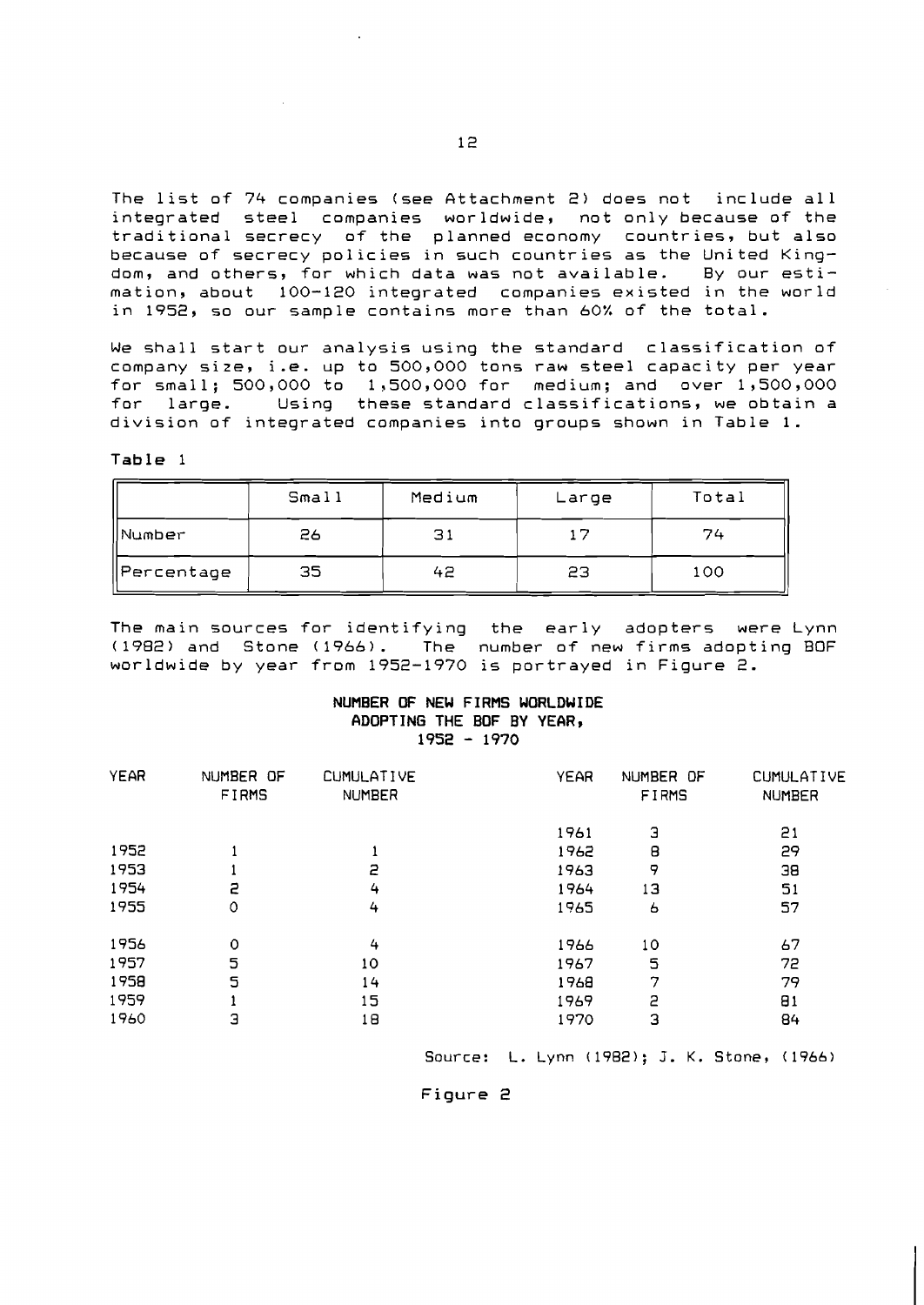The list of 74 companies (see Attachment 2) does not include all integrated steel companies worldwide, not only because of the traditional secrecy of the planned economy countries, but also because of secrecy policies in such countries as the United Kingdom, and others, for which data was not available. By our estimation, about 100-120 integrated companies existed in the world in 1952, so our sample contains more than 60% of the total.

We shall start our analysis using the standard classification of company size, i.e. up to 500,000 tons raw steel capacity per year for small; 500,000 to 1,500,000 for medium; and over 1,500,000 for large. Using these standard classifications, we obtain a division of integrated companies into groups shown in Table 1.

**Table 1**

| | Small | Medium | Large | Total |
|---|---|---|---|---|
| Number | 26 | 31 | 17 | 74 |
| Percentage | 35 | 42 | 23 | 100 |

The main sources for identifying the early adopters were Lynn (1982) and Stone (1966). The number of new firms adopting BOF worldwide by year from 1952-1970 is portrayed in Figure 2.

**NUMBER OF NEW FIRMS WORLDWIDE ADOPTING THE BOF BY YEAR, 1952 - 1970**

| YEAR | NUMBER OF FIRMS | CUMULATIVE NUMBER | YEAR | NUMBER OF FIRMS | CUMULATIVE NUMBER |
|---|---|---|---|---|---|
| | | | 1961 | 3 | 21 |
| 1952 | 1 | 1 | 1962 | 8 | 29 |
| 1953 | 1 | 2 | 1963 | 9 | 38 |
| 1954 | 2 | 4 | 1964 | 13 | 51 |
| 1955 | 0 | 4 | 1965 | 6 | 57 |
| 1956 | 0 | 4 | 1966 | 10 | 67 |
| 1957 | 5 | 10 | 1967 | 5 | 72 |
| 1958 | 5 | 14 | 1968 | 7 | 79 |
| 1959 | 1 | 15 | 1969 | 2 | 81 |
| 1960 | 3 | 18 | 1970 | 3 | 84 |

Source: L. Lynn (1982); J. K. Stone, (1966)

Figure 2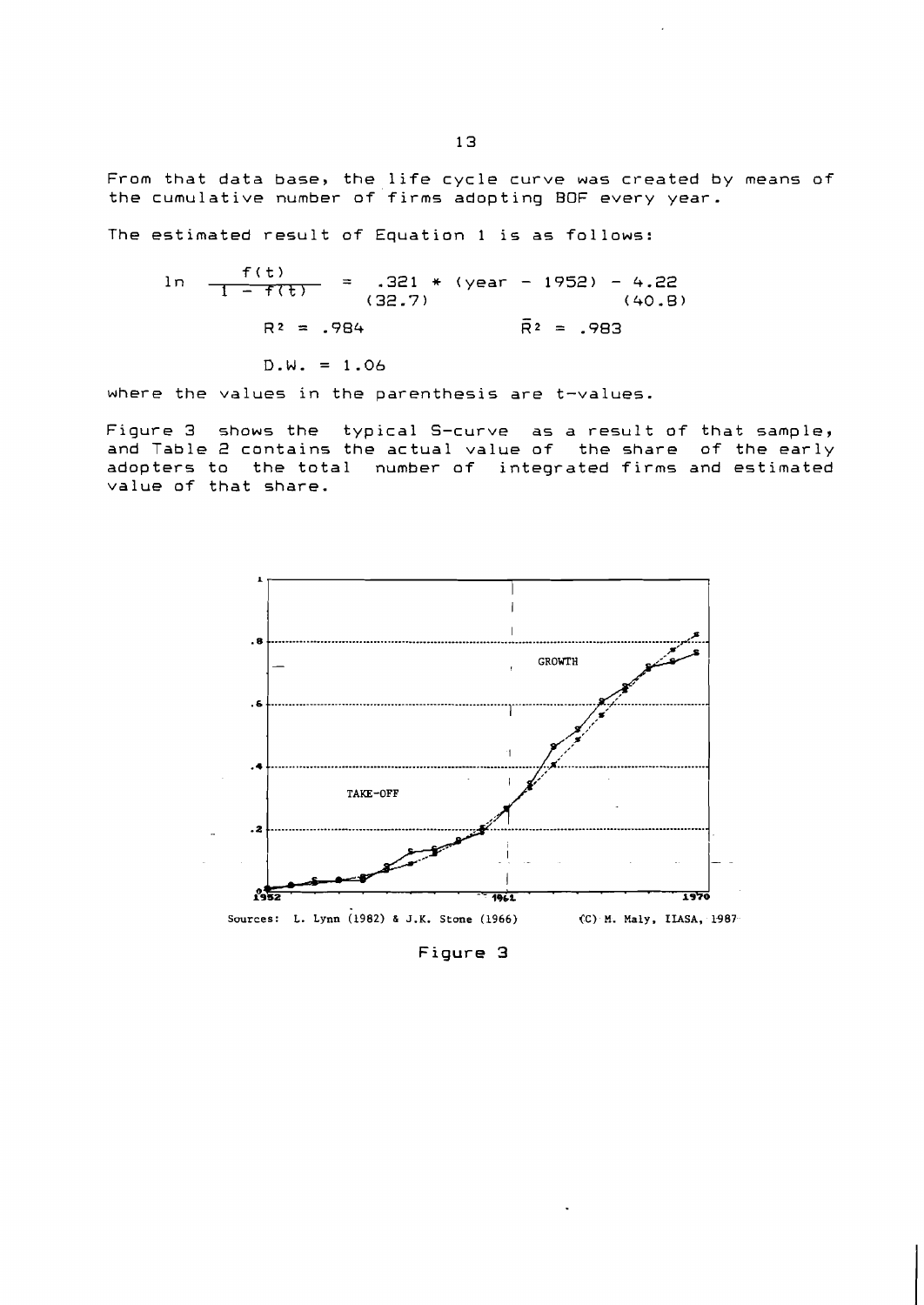From that data base, the life cycle curve was created by means of the cumulative number of firms adopting BOF every year.

The estimated result of Equation 1 is as follows:

$$\ln \frac{f(t)}{1 - f(t)} = \underset{(32.7)}{.321} * (\text{year} - 1952) - \underset{(40.8)}{4.22}$$

$$R^2 = .984 \qquad \bar{R}^2 = .983$$

$$D.W. = 1.06$$

where the values in the parenthesis are t-values.

Figure 3 shows the typical S-curve as a result of that sample, and Table 2 contains the actual value of the share of the early adopters to the total number of integrated firms and estimated value of that share.

Sources: L. Lynn (1982) & J.K. Stone (1966) (C) M. Maly, IIASA, 1987

Figure 3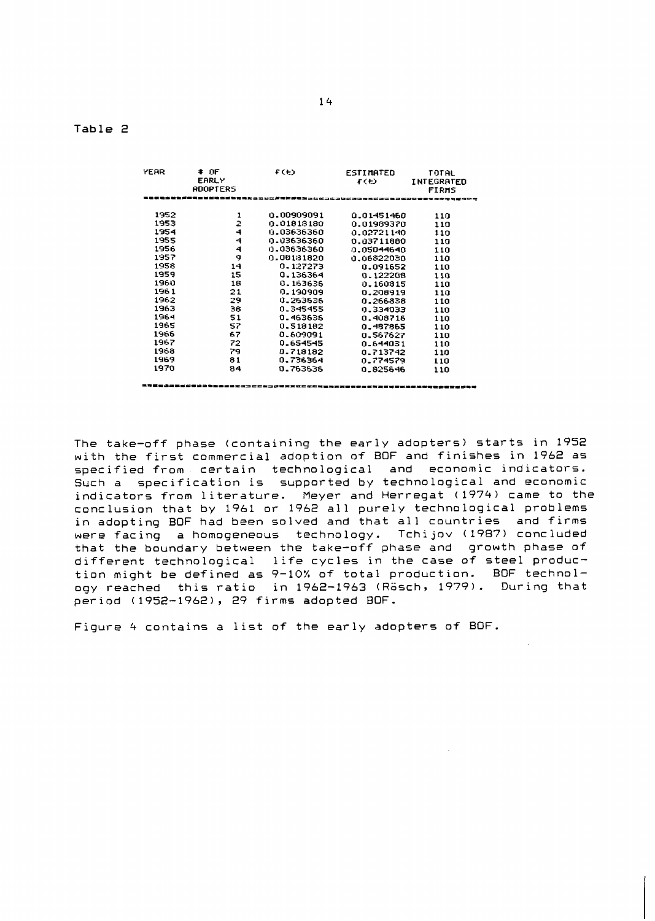Table 2

| YEAR | # OF EARLY ADOPTERS | F(t) | ESTIMATED F(t) | TOTAL INTEGRATED FIRMS |
|---|---|---|---|---|
| 1952 | 1 | 0.00909091 | 0.01451460 | 110 |
| 1953 | 2 | 0.01818180 | 0.01989370 | 110 |
| 1954 | 4 | 0.03636360 | 0.02721140 | 110 |
| 1955 | 4 | 0.03636360 | 0.03711880 | 110 |
| 1956 | 4 | 0.03636360 | 0.05044640 | 110 |
| 1957 | 9 | 0.08181820 | 0.06822030 | 110 |
| 1958 | 14 | 0.127273 | 0.091652 | 110 |
| 1959 | 15 | 0.136364 | 0.122208 | 110 |
| 1960 | 18 | 0.163636 | 0.160815 | 110 |
| 1961 | 21 | 0.190909 | 0.208919 | 110 |
| 1962 | 29 | 0.263636 | 0.266838 | 110 |
| 1963 | 38 | 0.345455 | 0.334033 | 110 |
| 1964 | 51 | 0.463636 | 0.408716 | 110 |
| 1965 | 57 | 0.518182 | 0.487865 | 110 |
| 1966 | 67 | 0.609091 | 0.567627 | 110 |
| 1967 | 72 | 0.654545 | 0.644031 | 110 |
| 1968 | 79 | 0.718182 | 0.713742 | 110 |
| 1969 | 81 | 0.736364 | 0.774579 | 110 |
| 1970 | 84 | 0.763636 | 0.825646 | 110 |

The take-off phase (containing the early adopters) starts in 1952 with the first commercial adoption of BOF and finishes in 1962 as specified from certain technological and economic indicators. Such a specification is supported by technological and economic indicators from literature. Meyer and Herregat (1974) came to the conclusion that by 1961 or 1962 all purely technological problems in adopting BOF had been solved and that all countries and firms were facing a homogeneous technology. Tchijov (1987) concluded that the boundary between the take-off phase and growth phase of different technological life cycles in the case of steel production might be defined as 9-10% of total production. BOF technology reached this ratio in 1962-1963 (Rösch, 1979). During that period (1952-1962), 29 firms adopted BOF.

Figure 4 contains a list of the early adopters of BOF.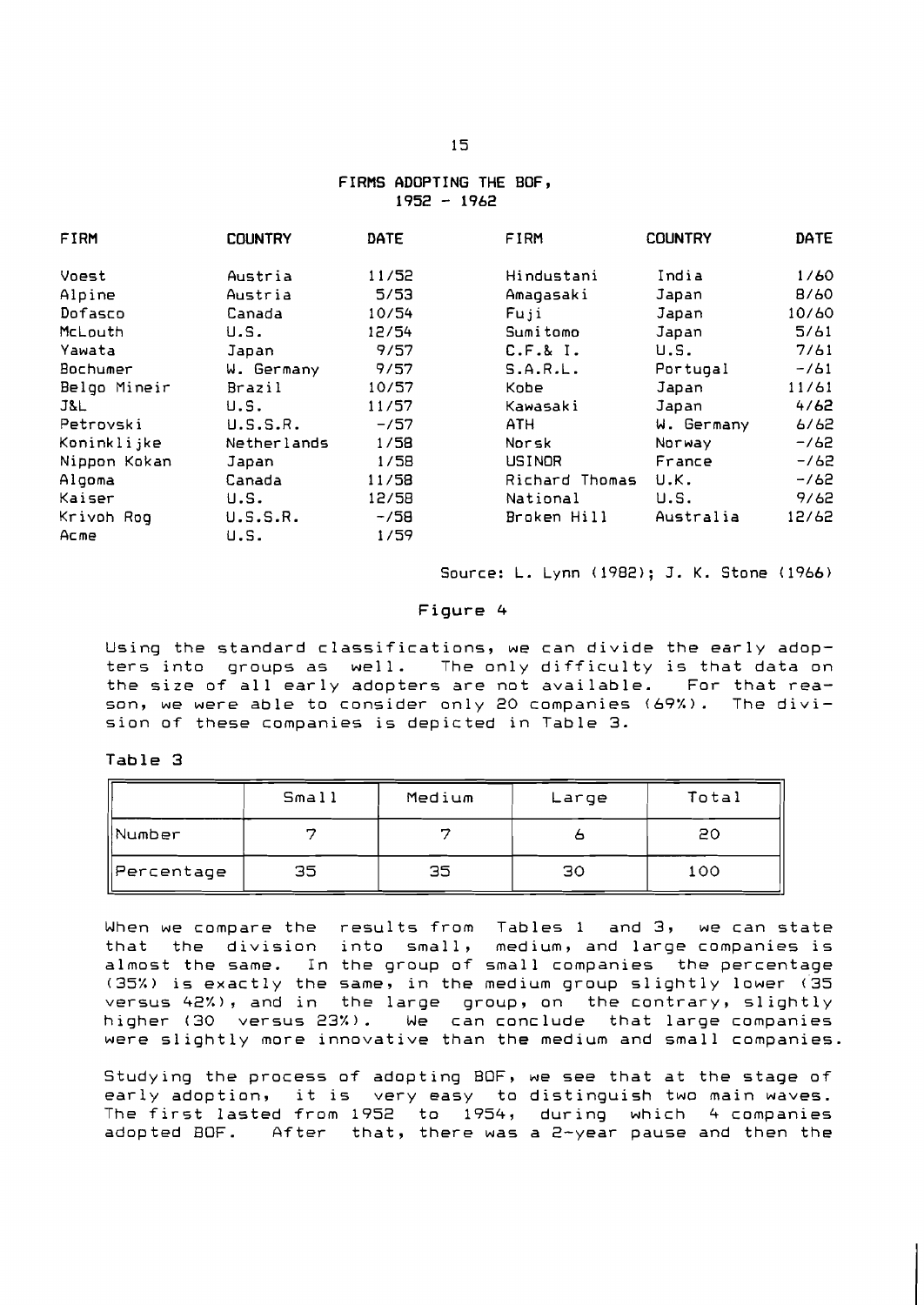## FIRMS ADOPTING THE BOF, 1952 - 1962

| FIRM | COUNTRY | DATE | FIRM | COUNTRY | DATE |
|---|---|---|---|---|---|
| Voest | Austria | 11/52 | Hindustani | India | 1/60 |
| Alpine | Austria | 5/53 | Amagasaki | Japan | 8/60 |
| Dofasco | Canada | 10/54 | Fuji | Japan | 10/60 |
| McLouth | U.S. | 12/54 | Sumitomo | Japan | 5/61 |
| Yawata | Japan | 9/57 | C.F.& I. | U.S. | 7/61 |
| Bochumer | W. Germany | 9/57 | S.A.R.L. | Portugal | -/61 |
| Belgo Mineir | Brazil | 10/57 | Kobe | Japan | 11/61 |
| J&L | U.S. | 11/57 | Kawasaki | Japan | 4/62 |
| Petrovski | U.S.S.R. | -/57 | ATH | W. Germany | 6/62 |
| Koninklijke | Netherlands | 1/58 | Norsk | Norway | -/62 |
| Nippon Kokan | Japan | 1/58 | USINOR | France | -/62 |
| Algoma | Canada | 11/58 | Richard Thomas | U.K. | -/62 |
| Kaiser | U.S. | 12/58 | National | U.S. | 9/62 |
| Krivoh Rog | U.S.S.R. | -/58 | Broken Hill | Australia | 12/62 |
| Acme | U.S. | 1/59 | | | |

Source: L. Lynn (1982); J. K. Stone (1966)

Figure 4

Using the standard classifications, we can divide the early adopters into groups as well. The only difficulty is that data on the size of all early adopters are not available. For that reason, we were able to consider only 20 companies (69%). The division of these companies is depicted in Table 3.

Table 3

| | Small | Medium | Large | Total |
|---|---|---|---|---|
| Number | 7 | 7 | 6 | 20 |
| Percentage | 35 | 35 | 30 | 100 |

When we compare the results from Tables 1 and 3, we can state that the division into small, medium, and large companies is almost the same. In the group of small companies the percentage (35%) is exactly the same, in the medium group slightly lower (35 versus 42%), and in the large group, on the contrary, slightly higher (30 versus 23%). We can conclude that large companies were slightly more innovative than the medium and small companies.

Studying the process of adopting BOF, we see that at the stage of early adoption, it is very easy to distinguish two main waves. The first lasted from 1952 to 1954, during which 4 companies adopted BOF. After that, there was a 2-year pause and then the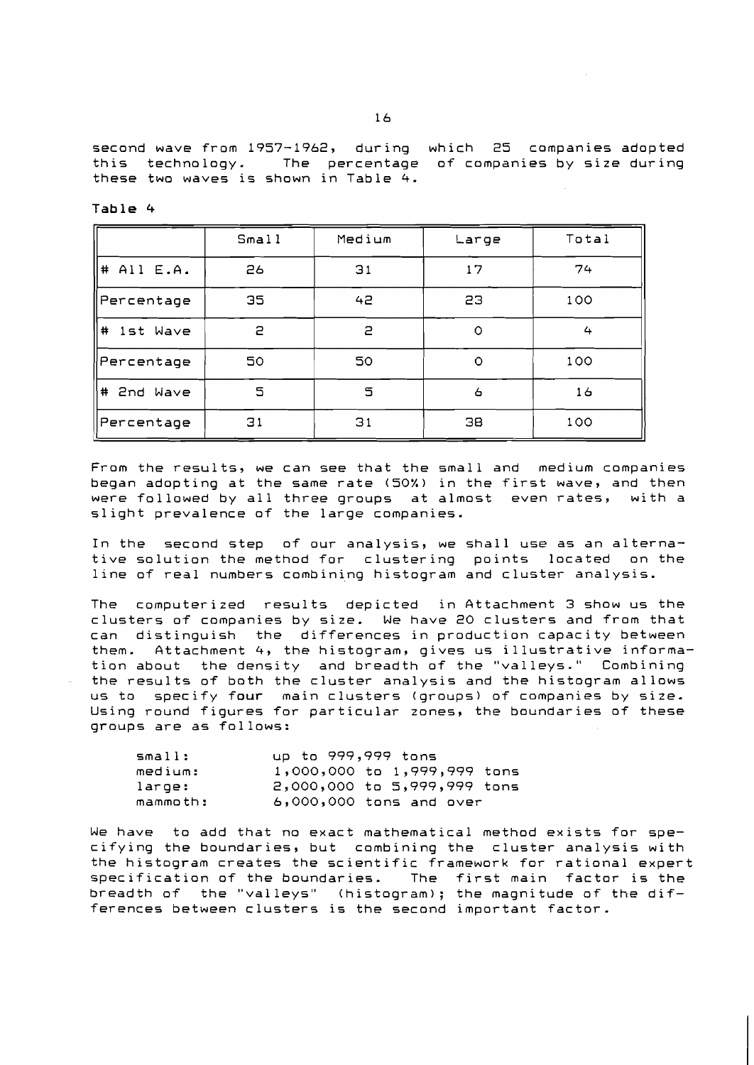second wave from 1957-1962, during which 25 companies adopted this technology. The percentage of companies by size during these two waves is shown in Table 4.

**Table 4**

| | Small | Medium | Large | Total |
|---|---|---|---|---|
| # All E.A. | 26 | 31 | 17 | 74 |
| Percentage | 35 | 42 | 23 | 100 |
| # 1st Wave | 2 | 2 | 0 | 4 |
| Percentage | 50 | 50 | 0 | 100 |
| # 2nd Wave | 5 | 5 | 6 | 16 |
| Percentage | 31 | 31 | 38 | 100 |

From the results, we can see that the small and medium companies began adopting at the same rate (50%) in the first wave, and then were followed by all three groups at almost even rates, with a slight prevalence of the large companies.

In the second step of our analysis, we shall use as an alternative solution the method for clustering points located on the line of real numbers combining histogram and cluster analysis.

The computerized results depicted in Attachment 3 show us the clusters of companies by size. We have 20 clusters and from that can distinguish the differences in production capacity between them. Attachment 4, the histogram, gives us illustrative information about the density and breadth of the "valleys." Combining the results of both the cluster analysis and the histogram allows us to specify four main clusters (groups) of companies by size. Using round figures for particular zones, the boundaries of these groups are as follows:

```
small:      up to 999,999 tons
medium:     1,000,000 to 1,999,999 tons
large:      2,000,000 to 5,999,999 tons
mammoth:    6,000,000 tons and over
```

We have to add that no exact mathematical method exists for specifying the boundaries, but combining the cluster analysis with the histogram creates the scientific framework for rational expert specification of the boundaries. The first main factor is the breadth of the "valleys" (histogram); the magnitude of the differences between clusters is the second important factor.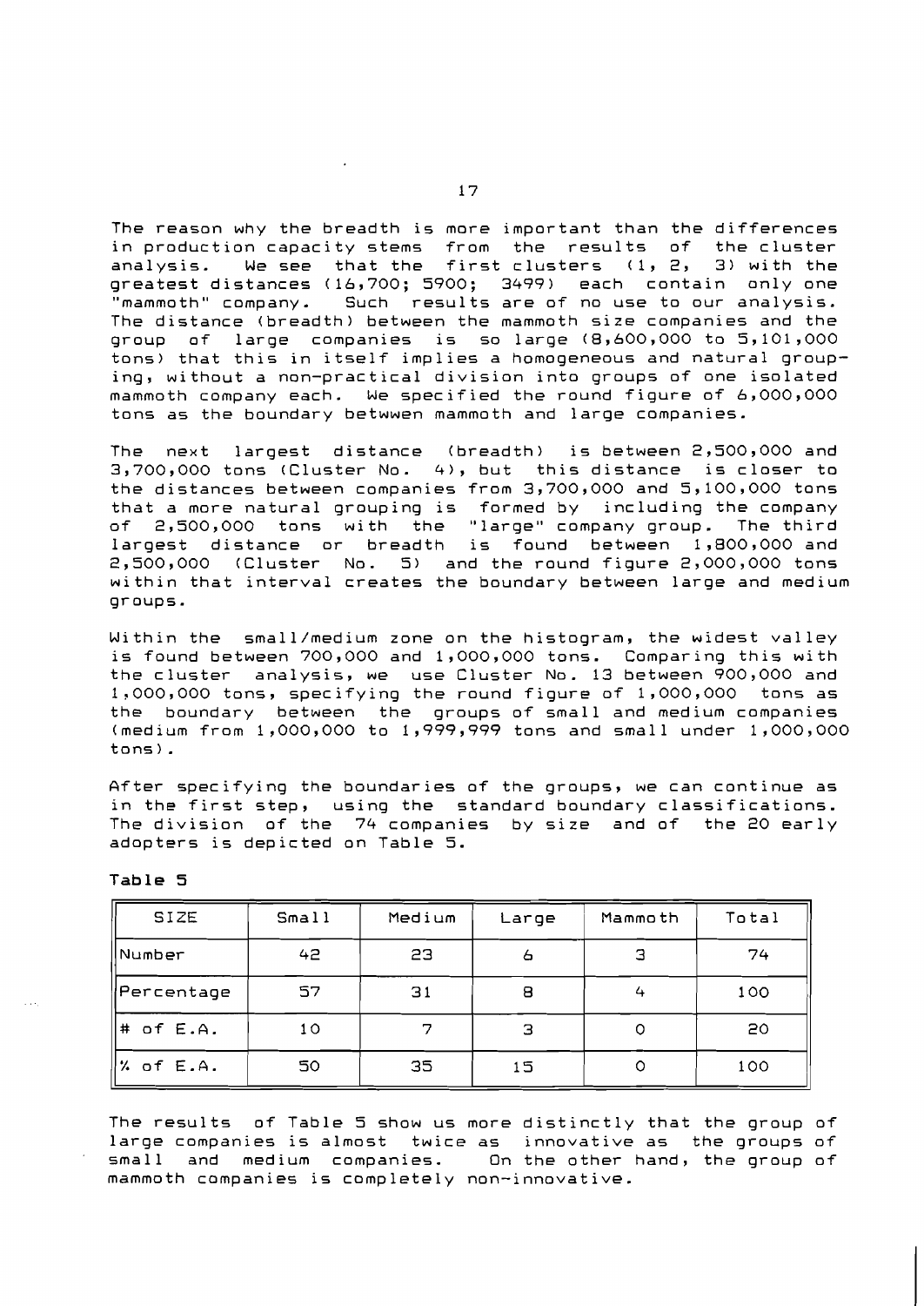The reason why the breadth is more important than the differences in production capacity stems from the results of the cluster analysis. We see that the first clusters (1, 2, 3) with the greatest distances (16,700; 5900; 3499) each contain only one "mammoth" company. Such results are of no use to our analysis. The distance (breadth) between the mammoth size companies and the group of large companies is so large (8,600,000 to 5,101,000 tons) that this in itself implies a homogeneous and natural grouping, without a non-practical division into groups of one isolated mammoth company each. We specified the round figure of 6,000,000 tons as the boundary betwwen mammoth and large companies.

The next largest distance (breadth) is between 2,500,000 and 3,700,000 tons (Cluster No. 4), but this distance is closer to the distances between companies from 3,700,000 and 5,100,000 tons that a more natural grouping is formed by including the company of 2,500,000 tons with the "large" company group. The third largest distance or breadth is found between 1,800,000 and 2,500,000 (Cluster No. 5) and the round figure 2,000,000 tons within that interval creates the boundary between large and medium groups.

Within the small/medium zone on the histogram, the widest valley is found between 700,000 and 1,000,000 tons. Comparing this with the cluster analysis, we use Cluster No. 13 between 900,000 and 1,000,000 tons, specifying the round figure of 1,000,000 tons as the boundary between the groups of small and medium companies (medium from 1,000,000 to 1,999,999 tons and small under 1,000,000 tons).

After specifying the boundaries of the groups, we can continue as in the first step, using the standard boundary classifications. The division of the 74 companies by size and of the 20 early adopters is depicted on Table 5.

**Table 5**

| SIZE | Small | Medium | Large | Mammoth | Total |
|---|---|---|---|---|---|
| Number | 42 | 23 | 6 | 3 | 74 |
| Percentage | 57 | 31 | 8 | 4 | 100 |
| # of E.A. | 10 | 7 | 3 | 0 | 20 |
| % of E.A. | 50 | 35 | 15 | 0 | 100 |

The results of Table 5 show us more distinctly that the group of large companies is almost twice as innovative as the groups of small and medium companies. On the other hand, the group of mammoth companies is completely non-innovative.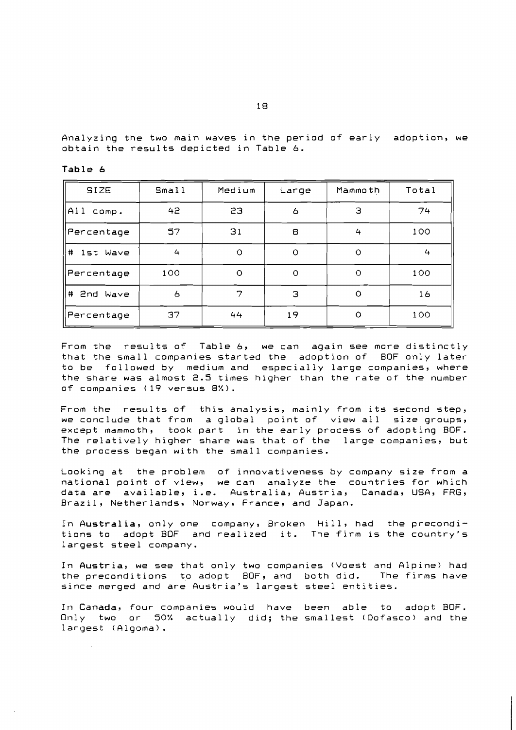Analyzing the two main waves in the period of early adoption, we obtain the results depicted in Table 6.

**Table 6**

| SIZE | Small | Medium | Large | Mammoth | Total |
|---|---|---|---|---|---|
| All comp. | 42 | 23 | 6 | 3 | 74 |
| Percentage | 57 | 31 | 8 | 4 | 100 |
| # 1st Wave | 4 | 0 | 0 | 0 | 4 |
| Percentage | 100 | 0 | 0 | 0 | 100 |
| # 2nd Wave | 6 | 7 | 3 | 0 | 16 |
| Percentage | 37 | 44 | 19 | 0 | 100 |

From the results of Table 6, we can again see more distinctly that the small companies started the adoption of BOF only later to be followed by medium and especially large companies, where the share was almost 2.5 times higher than the rate of the number of companies (19 versus 8%).

From the results of this analysis, mainly from its second step, we conclude that from a global point of view all size groups, except mammoth, took part in the early process of adopting BOF. The relatively higher share was that of the large companies, but the process began with the small companies.

Looking at the problem of innovativeness by company size from a national point of view, we can analyze the countries for which data are available, i.e. Australia, Austria, Canada, USA, FRG, Brazil, Netherlands, Norway, France, and Japan.

In **Australia**, only one company, Broken Hill, had the preconditions to adopt BOF and realized it. The firm is the country's largest steel company.

In **Austria**, we see that only two companies (Voest and Alpine) had the preconditions to adopt BOF, and both did. The firms have since merged and are Austria's largest steel entities.

In **Canada**, four companies would have been able to adopt BOF. Only two or 50% actually did; the smallest (Dofasco) and the largest (Algoma).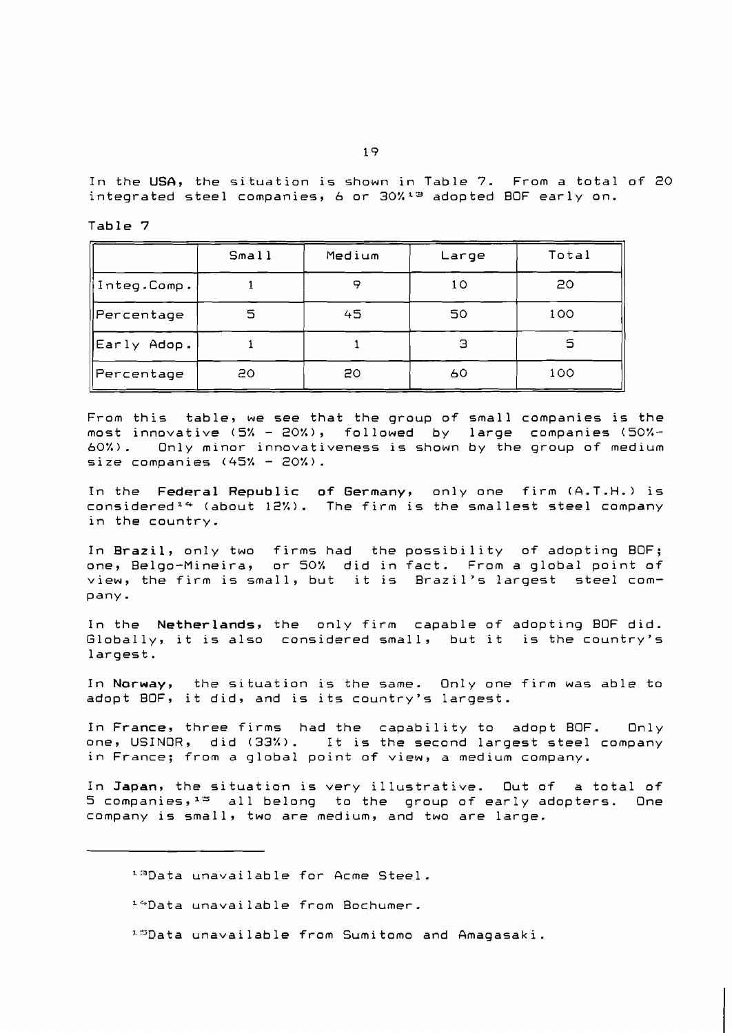In the **USA**, the situation is shown in Table 7. From a total of 20 integrated steel companies, 6 or 30%[13] adopted BOF early on.

Table 7

| | Small | Medium | Large | Total |
|---|---|---|---|---|
| Integ.Comp. | 1 | 9 | 10 | 20 |
| Percentage | 5 | 45 | 50 | 100 |
| Early Adop. | 1 | 1 | 3 | 5 |
| Percentage | 20 | 20 | 60 | 100 |

From this table, we see that the group of small companies is the most innovative (5% - 20%), followed by large companies (50%-60%). Only minor innovativeness is shown by the group of medium size companies (45% - 20%).

In the **Federal Republic of Germany**, only one firm (A.T.H.) is considered[14] (about 12%). The firm is the smallest steel company in the country.

In **Brazil**, only two firms had the possibility of adopting BOF; one, Belgo-Mineira, or 50% did in fact. From a global point of view, the firm is small, but it is Brazil's largest steel company.

In the **Netherlands**, the only firm capable of adopting BOF did. Globally, it is also considered small, but it is the country's largest.

In **Norway**, the situation is the same. Only one firm was able to adopt BOF, it did, and is its country's largest.

In **France**, three firms had the capability to adopt BOF. Only one, USINOR, did (33%). It is the second largest steel company in France; from a global point of view, a medium company.

In **Japan**, the situation is very illustrative. Out of a total of 5 companies,[15] all belong to the group of early adopters. One company is small, two are medium, and two are large.

[13] Data unavailable for Acme Steel.

[14] Data unavailable from Bochumer.

[15] Data unavailable from Sumitomo and Amagasaki.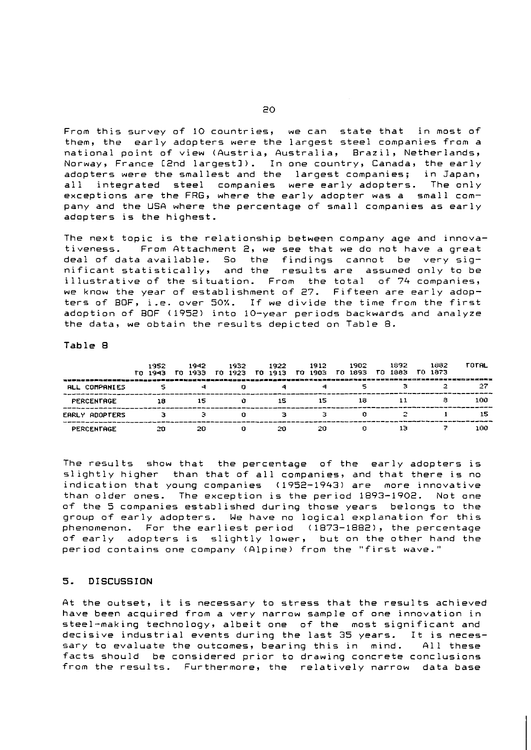From this survey of 10 countries, we can state that in most of them, the early adopters were the largest steel companies from a national point of view (Austria, Australia, Brazil, Netherlands, Norway, France [2nd largest]). In one country, Canada, the early adopters were the smallest and the largest companies; in Japan, all integrated steel companies were early adopters. The only exceptions are the FRG, where the early adopter was a small company and the USA where the percentage of small companies as early adopters is the highest.

The next topic is the relationship between company age and innovativeness. From Attachment 2, we see that we do not have a great deal of data available. So the findings cannot be very significant statistically, and the results are assumed only to be illustrative of the situation. From the total of 74 companies, we know the year of establishment of 27. Fifteen are early adopters of BOF, i.e. over 50%. If we divide the time from the first adoption of BOF (1952) into 10-year periods backwards and analyze the data, we obtain the results depicted on Table 8.

**Table 8**

| | 1952 TO 1943 | 1942 TO 1933 | 1932 TO 1923 | 1922 TO 1913 | 1912 TO 1903 | 1902 TO 1893 | 1892 TO 1883 | 1882 TO 1873 | TOTAL |
|---|---|---|---|---|---|---|---|---|---|
| ALL COMPANIES | 5 | 4 | 0 | 4 | 4 | 5 | 3 | 2 | 27 |
| PERCENTAGE | 18 | 15 | 0 | 15 | 15 | 18 | 11 | 8 | 100 |
| EARLY ADOPTERS | 3 | 3 | 0 | 3 | 3 | 0 | 2 | 1 | 15 |
| PERCENTAGE | 20 | 20 | 0 | 20 | 20 | 0 | 13 | 7 | 100 |

The results show that the percentage of the early adopters is slightly higher than that of all companies, and that there is no indication that young companies (1952-1943) are more innovative than older ones. The exception is the period 1893-1902. Not one of the 5 companies established during those years belongs to the group of early adopters. We have no logical explanation for this phenomenon. For the earliest period (1873-1882), the percentage of early adopters is slightly lower, but on the other hand the period contains one company (Alpine) from the "first wave."

## 5. DISCUSSION

At the outset, it is necessary to stress that the results achieved have been acquired from a very narrow sample of one innovation in steel-making technology, albeit one of the most significant and decisive industrial events during the last 35 years. It is necessary to evaluate the outcomes, bearing this in mind. All these facts should be considered prior to drawing concrete conclusions from the results. Furthermore, the relatively narrow data base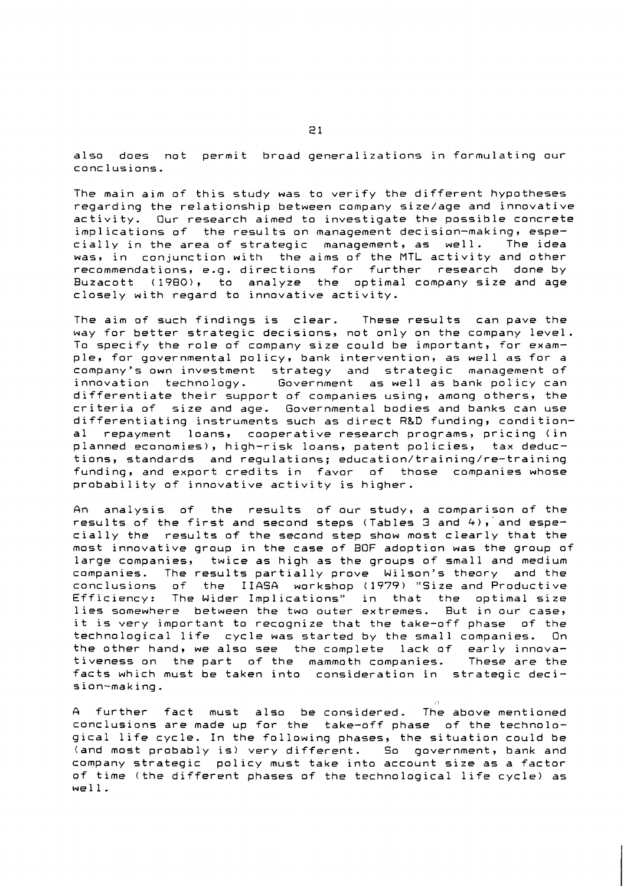also does not permit broad generalizations in formulating our conclusions.

The main aim of this study was to verify the different hypotheses regarding the relationship between company size/age and innovative activity. Our research aimed to investigate the possible concrete implications of the results on management decision-making, especially in the area of strategic management, as well. The idea was, in conjunction with the aims of the MTL activity and other recommendations, e.g. directions for further research done by Buzacott (1980), to analyze the optimal company size and age closely with regard to innovative activity.

The aim of such findings is clear. These results can pave the way for better strategic decisions, not only on the company level. To specify the role of company size could be important, for example, for governmental policy, bank intervention, as well as for a company's own investment strategy and strategic management of innovation technology. Government as well as bank policy can differentiate their support of companies using, among others, the criteria of size and age. Governmental bodies and banks can use differentiating instruments such as direct R&D funding, conditional repayment loans, cooperative research programs, pricing (in planned economies), high-risk loans, patent policies, tax deductions, standards and regulations; education/training/re-training funding, and export credits in favor of those companies whose probability of innovative activity is higher.

An analysis of the results of our study, a comparison of the results of the first and second steps (Tables 3 and 4), and especially the results of the second step show most clearly that the most innovative group in the case of BOF adoption was the group of large companies, twice as high as the groups of small and medium companies. The results partially prove Wilson's theory and the conclusions of the IIASA workshop (1979) "Size and Productive Efficiency: The Wider Implications" in that the optimal size lies somewhere between the two outer extremes. But in our case, it is very important to recognize that the take-off phase of the technological life cycle was started by the small companies. On the other hand, we also see the complete lack of early innovativeness on the part of the mammoth companies. These are the facts which must be taken into consideration in strategic decision-making.

A further fact must also be considered. The above mentioned conclusions are made up for the take-off phase of the technological life cycle. In the following phases, the situation could be (and most probably is) very different. So government, bank and company strategic policy must take into account size as a factor of time (the different phases of the technological life cycle) as well.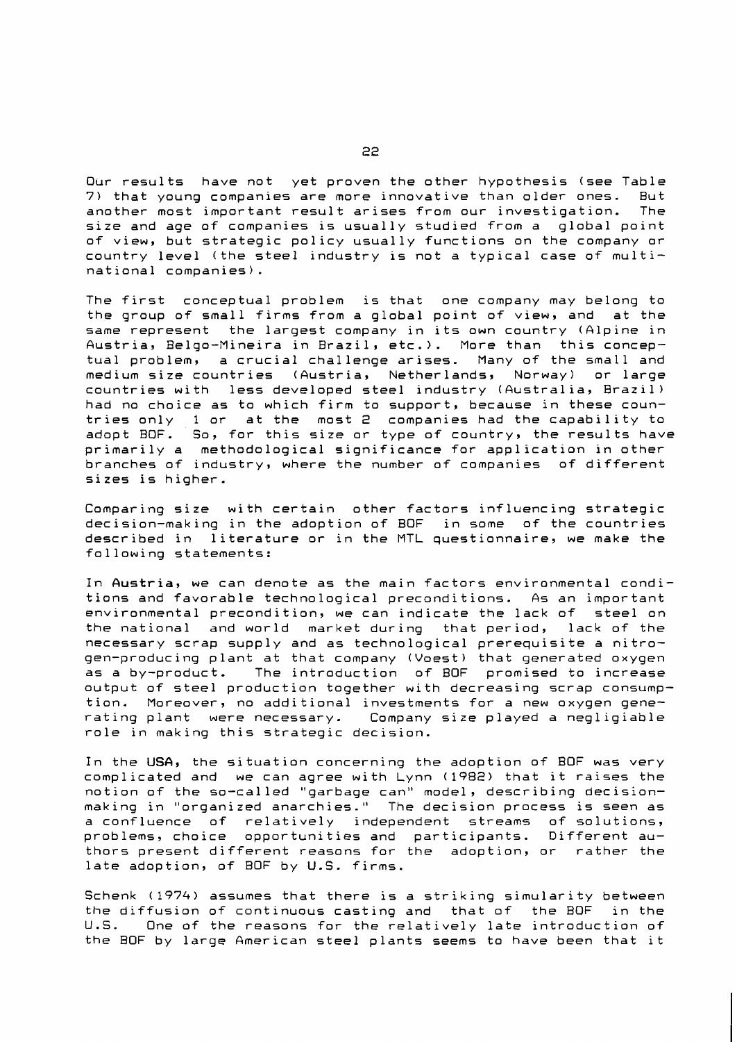Our results have not yet proven the other hypothesis (see Table 7) that young companies are more innovative than older ones. But another most important result arises from our investigation. The size and age of companies is usually studied from a global point of view, but strategic policy usually functions on the company or country level (the steel industry is not a typical case of multinational companies).

The first conceptual problem is that one company may belong to the group of small firms from a global point of view, and at the same represent the largest company in its own country (Alpine in Austria, Belgo-Mineira in Brazil, etc.). More than this conceptual problem, a crucial challenge arises. Many of the small and medium size countries (Austria, Netherlands, Norway) or large countries with less developed steel industry (Australia, Brazil) had no choice as to which firm to support, because in these countries only 1 or at the most 2 companies had the capability to adopt BOF. So, for this size or type of country, the results have primarily a methodological significance for application in other branches of industry, where the number of companies of different sizes is higher.

Comparing size with certain other factors influencing strategic decision-making in the adoption of BOF in some of the countries described in literature or in the MTL questionnaire, we make the following statements:

In **Austria**, we can denote as the main factors environmental conditions and favorable technological preconditions. As an important environmental precondition, we can indicate the lack of steel on the national and world market during that period, lack of the necessary scrap supply and as technological prerequisite a nitrogen-producing plant at that company (Voest) that generated oxygen as a by-product. The introduction of BOF promised to increase output of steel production together with decreasing scrap consumption. Moreover, no additional investments for a new oxygen generating plant were necessary. Company size played a negligiable role in making this strategic decision.

In the **USA**, the situation concerning the adoption of BOF was very complicated and we can agree with Lynn (1982) that it raises the notion of the so-called "garbage can" model, describing decision-making in "organized anarchies." The decision process is seen as a confluence of relatively independent streams of solutions, problems, choice opportunities and participants. Different authors present different reasons for the adoption, or rather the late adoption, of BOF by U.S. firms.

Schenk (1974) assumes that there is a striking simularity between the diffusion of continuous casting and that of the BOF in the U.S. One of the reasons for the relatively late introduction of the BOF by large American steel plants seems to have been that it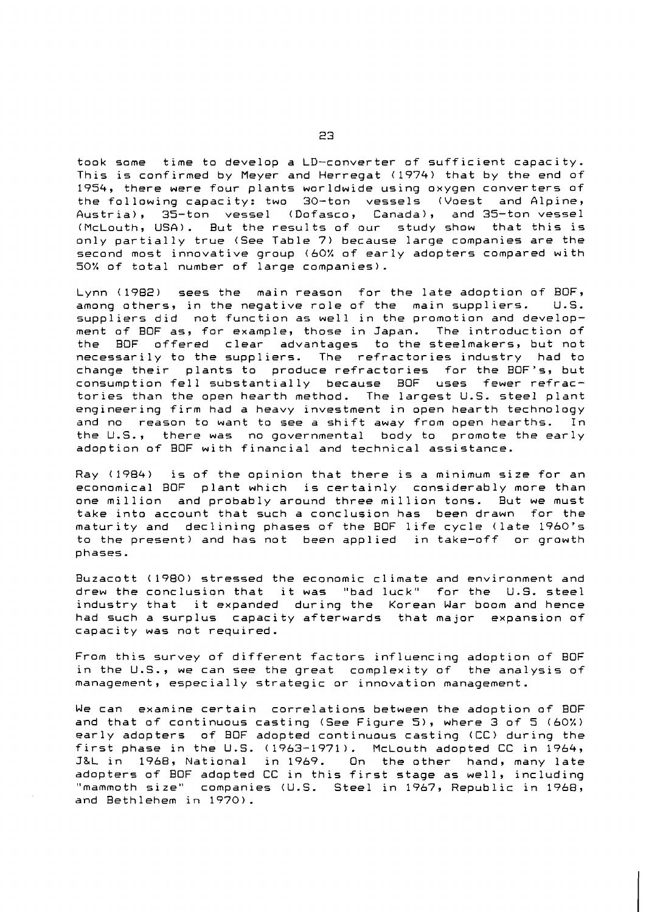took some time to develop a LD-converter of sufficient capacity. This is confirmed by Meyer and Herregat (1974) that by the end of 1954, there were four plants worldwide using oxygen converters of the following capacity: two 30-ton vessels (Voest and Alpine, Austria), 35-ton vessel (Dofasco, Canada), and 35-ton vessel (McLouth, USA). But the results of our study show that this is only partially true (See Table 7) because large companies are the second most innovative group (60% of early adopters compared with 50% of total number of large companies).

Lynn (1982) sees the main reason for the late adoption of BOF, among others, in the negative role of the main suppliers. U.S. suppliers did not function as well in the promotion and development of BOF as, for example, those in Japan. The introduction of the BOF offered clear advantages to the steelmakers, but not necessarily to the suppliers. The refractories industry had to change their plants to produce refractories for the BOF's, but consumption fell substantially because BOF uses fewer refractories than the open hearth method. The largest U.S. steel plant engineering firm had a heavy investment in open hearth technology and no reason to want to see a shift away from open hearths. In the U.S., there was no governmental body to promote the early adoption of BOF with financial and technical assistance.

Ray (1984) is of the opinion that there is a minimum size for an economical BOF plant which is certainly considerably more than one million and probably around three million tons. But we must take into account that such a conclusion has been drawn for the maturity and declining phases of the BOF life cycle (late 1960's to the present) and has not been applied in take-off or growth phases.

Buzacott (1980) stressed the economic climate and environment and drew the conclusion that it was "bad luck" for the U.S. steel industry that it expanded during the Korean War boom and hence had such a surplus capacity afterwards that major expansion of capacity was not required.

From this survey of different factors influencing adoption of BOF in the U.S., we can see the great complexity of the analysis of management, especially strategic or innovation management.

We can examine certain correlations between the adoption of BOF and that of continuous casting (See Figure 5), where 3 of 5 (60%) early adopters of BOF adopted continuous casting (CC) during the first phase in the U.S. (1963-1971). McLouth adopted CC in 1964, J&L in 1968, National in 1969. On the other hand, many late adopters of BOF adopted CC in this first stage as well, including "mammoth size" companies (U.S. Steel in 1967, Republic in 1968, and Bethlehem in 1970).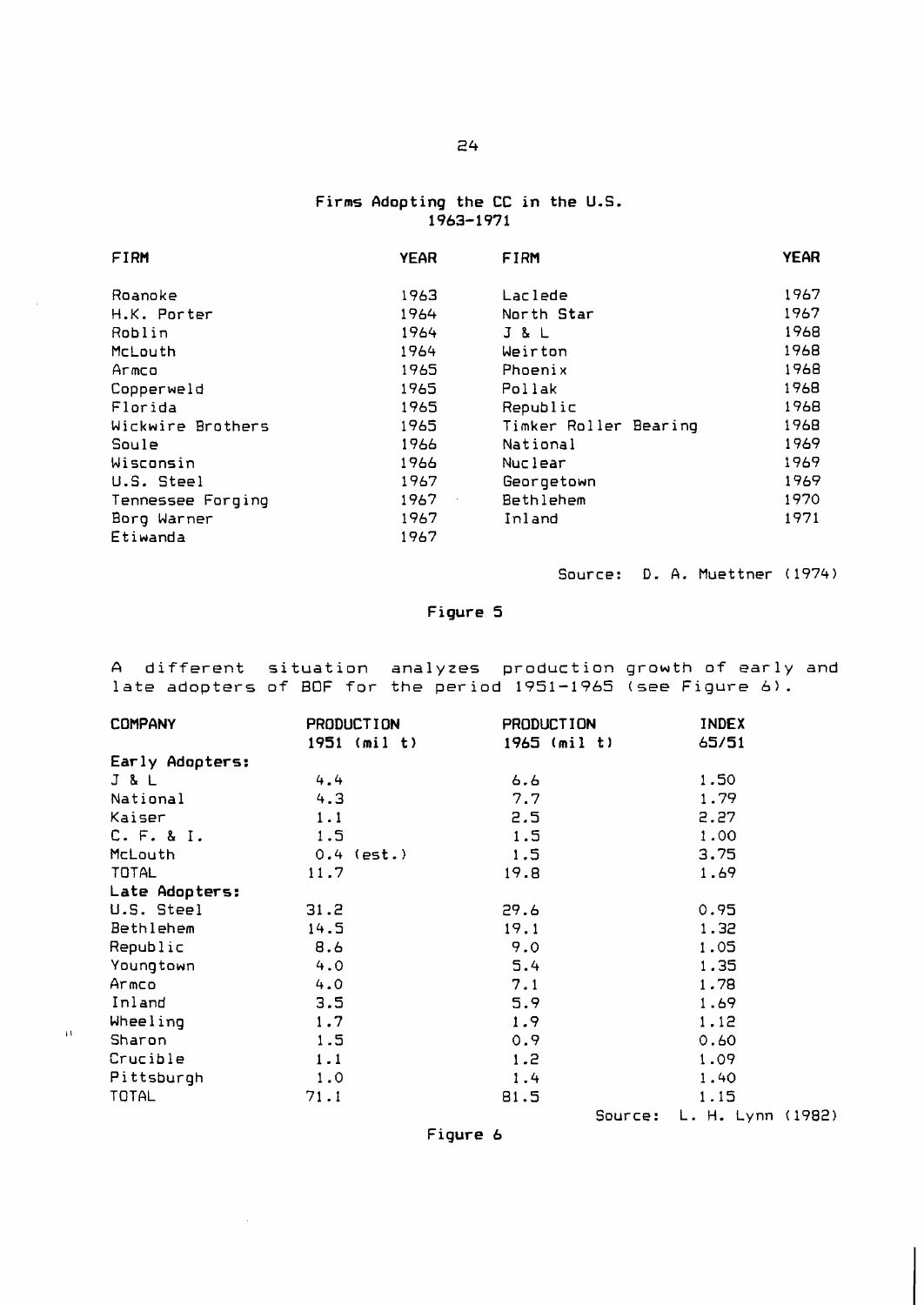### Firms Adopting the CC in the U.S. 1963-1971

| FIRM | YEAR | FIRM | YEAR |
|---|---|---|---|
| Roanoke | 1963 | Laclede | 1967 |
| H.K. Porter | 1964 | North Star | 1967 |
| Roblin | 1964 | J & L | 1968 |
| McLouth | 1964 | Weirton | 1968 |
| Armco | 1965 | Phoenix | 1968 |
| Copperweld | 1965 | Pollak | 1968 |
| Florida | 1965 | Republic | 1968 |
| Wickwire Brothers | 1965 | Timker Roller Bearing | 1968 |
| Soule | 1966 | National | 1969 |
| Wisconsin | 1966 | Nuclear | 1969 |
| U.S. Steel | 1967 | Georgetown | 1969 |
| Tennessee Forging | 1967 | Bethlehem | 1970 |
| Borg Warner | 1967 | Inland | 1971 |
| Etiwanda | 1967 | | |

Source: D. A. Muettner (1974)

Figure 5

A different situation analyzes production growth of early and late adopters of BOF for the period 1951-1965 (see Figure 6).

| COMPANY | PRODUCTION 1951 (mil t) | PRODUCTION 1965 (mil t) | INDEX 65/51 |
|---|---|---|---|
| **Early Adopters:** | | | |
| J & L | 4.4 | 6.6 | 1.50 |
| National | 4.3 | 7.7 | 1.79 |
| Kaiser | 1.1 | 2.5 | 2.27 |
| C. F. & I. | 1.5 | 1.5 | 1.00 |
| McLouth | 0.4 (est.) | 1.5 | 3.75 |
| TOTAL | 11.7 | 19.8 | 1.69 |
| **Late Adopters:** | | | |
| U.S. Steel | 31.2 | 29.6 | 0.95 |
| Bethlehem | 14.5 | 19.1 | 1.32 |
| Republic | 8.6 | 9.0 | 1.05 |
| Youngtown | 4.0 | 5.4 | 1.35 |
| Armco | 4.0 | 7.1 | 1.78 |
| Inland | 3.5 | 5.9 | 1.69 |
| Wheeling | 1.7 | 1.9 | 1.12 |
| Sharon | 1.5 | 0.9 | 0.60 |
| Crucible | 1.1 | 1.2 | 1.09 |
| Pittsburgh | 1.0 | 1.4 | 1.40 |
| TOTAL | 71.1 | 81.5 | 1.15 |

Source: L. H. Lynn (1982)

Figure 6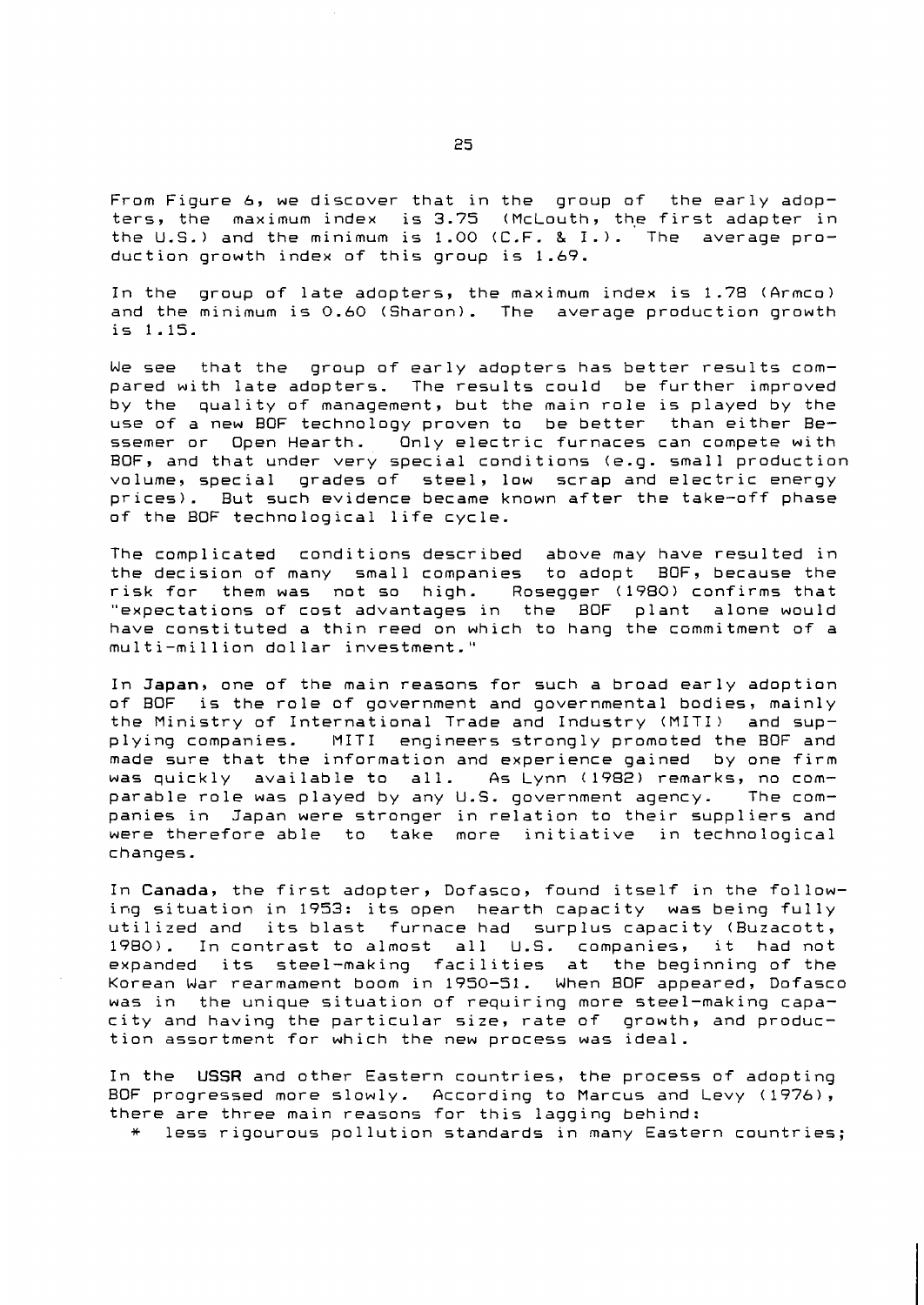From Figure 6, we discover that in the group of the early adopters, the maximum index is 3.75 (McLouth, the first adapter in the U.S.) and the minimum is 1.00 (C.F. & I.). The average production growth index of this group is 1.69.

In the group of late adopters, the maximum index is 1.78 (Armco) and the minimum is 0.60 (Sharon). The average production growth is 1.15.

We see that the group of early adopters has better results compared with late adopters. The results could be further improved by the quality of management, but the main role is played by the use of a new BOF technology proven to be better than either Bessemer or Open Hearth. Only electric furnaces can compete with BOF, and that under very special conditions (e.g. small production volume, special grades of steel, low scrap and electric energy prices). But such evidence became known after the take-off phase of the BOF technological life cycle.

The complicated conditions described above may have resulted in the decision of many small companies to adopt BOF, because the risk for them was not so high. Rosegger (1980) confirms that "expectations of cost advantages in the BOF plant alone would have constituted a thin reed on which to hang the commitment of a multi-million dollar investment."

In **Japan**, one of the main reasons for such a broad early adoption of BOF is the role of government and governmental bodies, mainly the Ministry of International Trade and Industry (MITI) and supplying companies. MITI engineers strongly promoted the BOF and made sure that the information and experience gained by one firm was quickly available to all. As Lynn (1982) remarks, no comparable role was played by any U.S. government agency. The companies in Japan were stronger in relation to their suppliers and were therefore able to take more initiative in technological changes.

In **Canada**, the first adopter, Dofasco, found itself in the following situation in 1953: its open hearth capacity was being fully utilized and its blast furnace had surplus capacity (Buzacott, 1980). In contrast to almost all U.S. companies, it had not expanded its steel-making facilities at the beginning of the Korean War rearmament boom in 1950-51. When BOF appeared, Dofasco was in the unique situation of requiring more steel-making capacity and having the particular size, rate of growth, and production assortment for which the new process was ideal.

In the **USSR** and other Eastern countries, the process of adopting BOF progressed more slowly. According to Marcus and Levy (1976), there are three main reasons for this lagging behind:

* less rigourous pollution standards in many Eastern countries;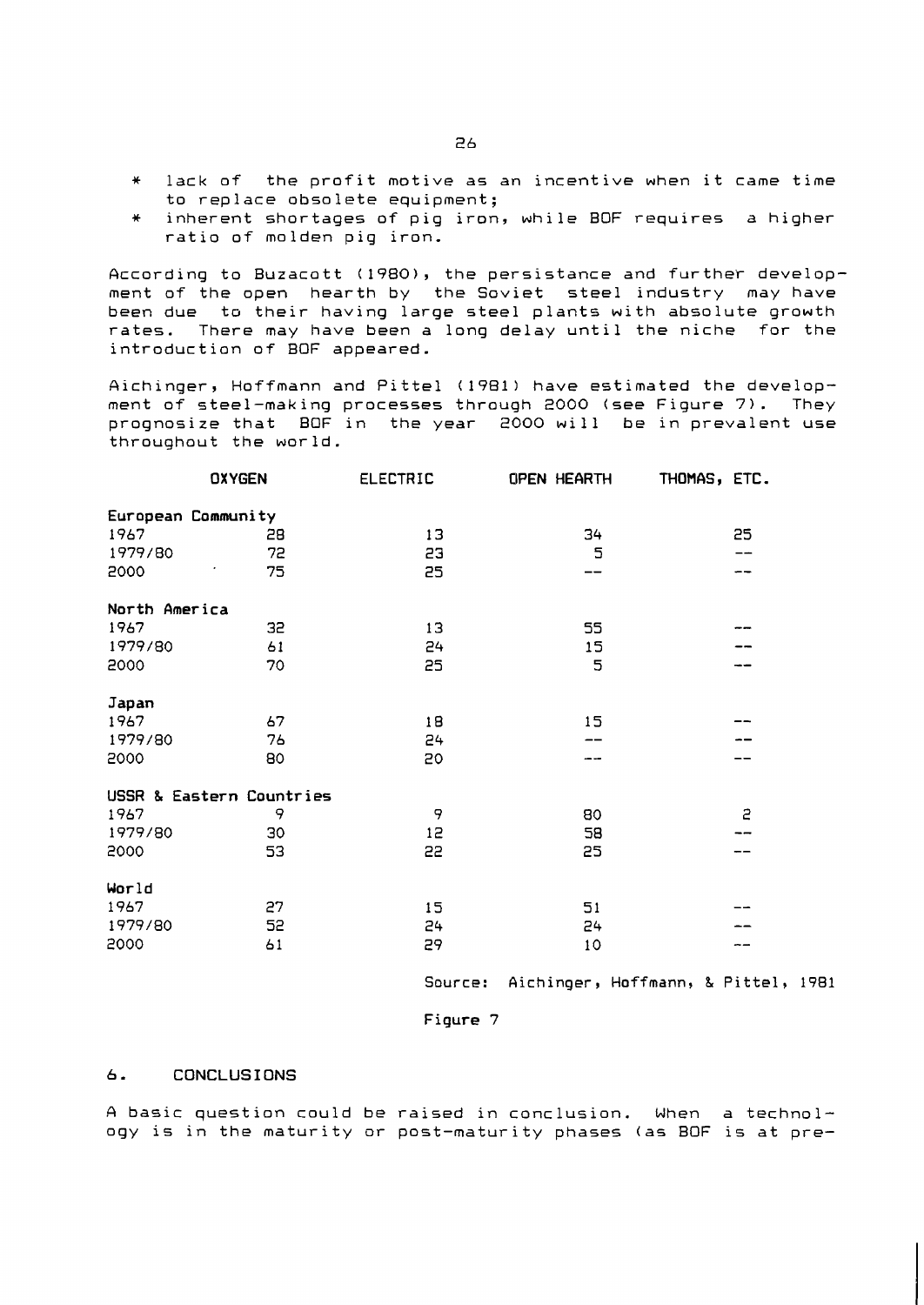* lack of the profit motive as an incentive when it came time to replace obsolete equipment;
* inherent shortages of pig iron, while BOF requires a higher ratio of molden pig iron.

According to Buzacott (1980), the persistance and further development of the open hearth by the Soviet steel industry may have been due to their having large steel plants with absolute growth rates. There may have been a long delay until the niche for the introduction of BOF appeared.

Aichinger, Hoffmann and Pittel (1981) have estimated the development of steel-making processes through 2000 (see Figure 7). They prognosize that BOF in the year 2000 will be in prevalent use throughout the world.

| | OXYGEN | ELECTRIC | OPEN HEARTH | THOMAS, ETC. |
|---|---|---|---|---|
| **European Community** | | | | |
| 1967 | 28 | 13 | 34 | 25 |
| 1979/80 | 72 | 23 | 5 | -- |
| 2000 | 75 | 25 | -- | -- |
| **North America** | | | | |
| 1967 | 32 | 13 | 55 | -- |
| 1979/80 | 61 | 24 | 15 | -- |
| 2000 | 70 | 25 | 5 | -- |
| **Japan** | | | | |
| 1967 | 67 | 18 | 15 | -- |
| 1979/80 | 76 | 24 | -- | -- |
| 2000 | 80 | 20 | -- | -- |
| **USSR & Eastern Countries** | | | | |
| 1967 | 9 | 9 | 80 | 2 |
| 1979/80 | 30 | 12 | 58 | -- |
| 2000 | 53 | 22 | 25 | -- |
| **World** | | | | |
| 1967 | 27 | 15 | 51 | -- |
| 1979/80 | 52 | 24 | 24 | -- |
| 2000 | 61 | 29 | 10 | -- |

Source: Aichinger, Hoffmann, & Pittel, 1981

Figure 7

## 6. CONCLUSIONS

A basic question could be raised in conclusion. When a technology is in the maturity or post-maturity phases (as BOF is at pre-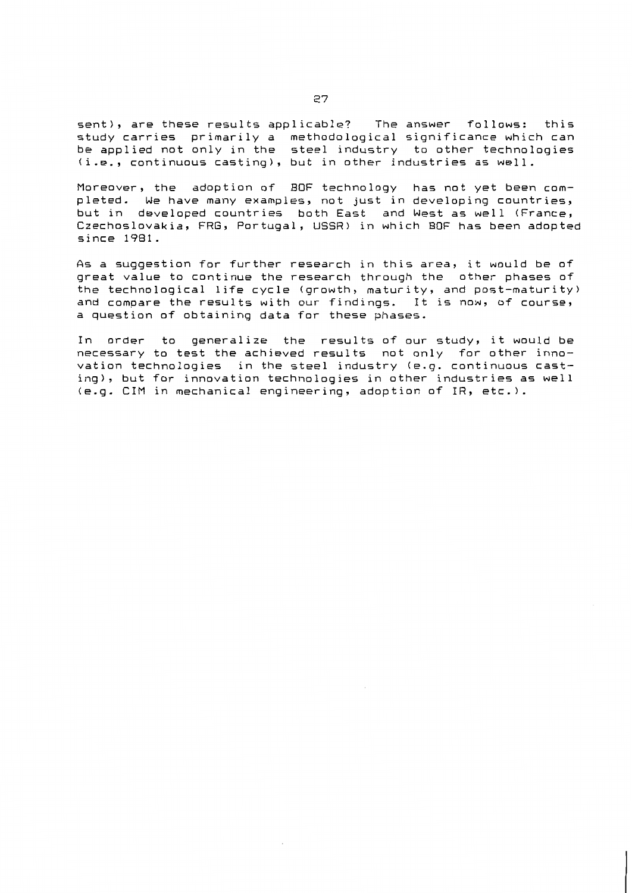sent), are these results applicable? The answer follows: this study carries primarily a methodological significance which can be applied not only in the steel industry to other technologies (i.e., continuous casting), but in other industries as well.

Moreover, the adoption of BOF technology has not yet been completed. We have many examples, not just in developing countries, but in developed countries both East and West as well (France, Czechoslovakia, FRG, Portugal, USSR) in which BOF has been adopted since 1981.

As a suggestion for further research in this area, it would be of great value to continue the research through the other phases of the technological life cycle (growth, maturity, and post-maturity) and compare the results with our findings. It is now, of course, a question of obtaining data for these phases.

In order to generalize the results of our study, it would be necessary to test the achieved results not only for other innovation technologies in the steel industry (e.g. continuous casting), but for innovation technologies in other industries as well (e.g. CIM in mechanical engineering, adoption of IR, etc.).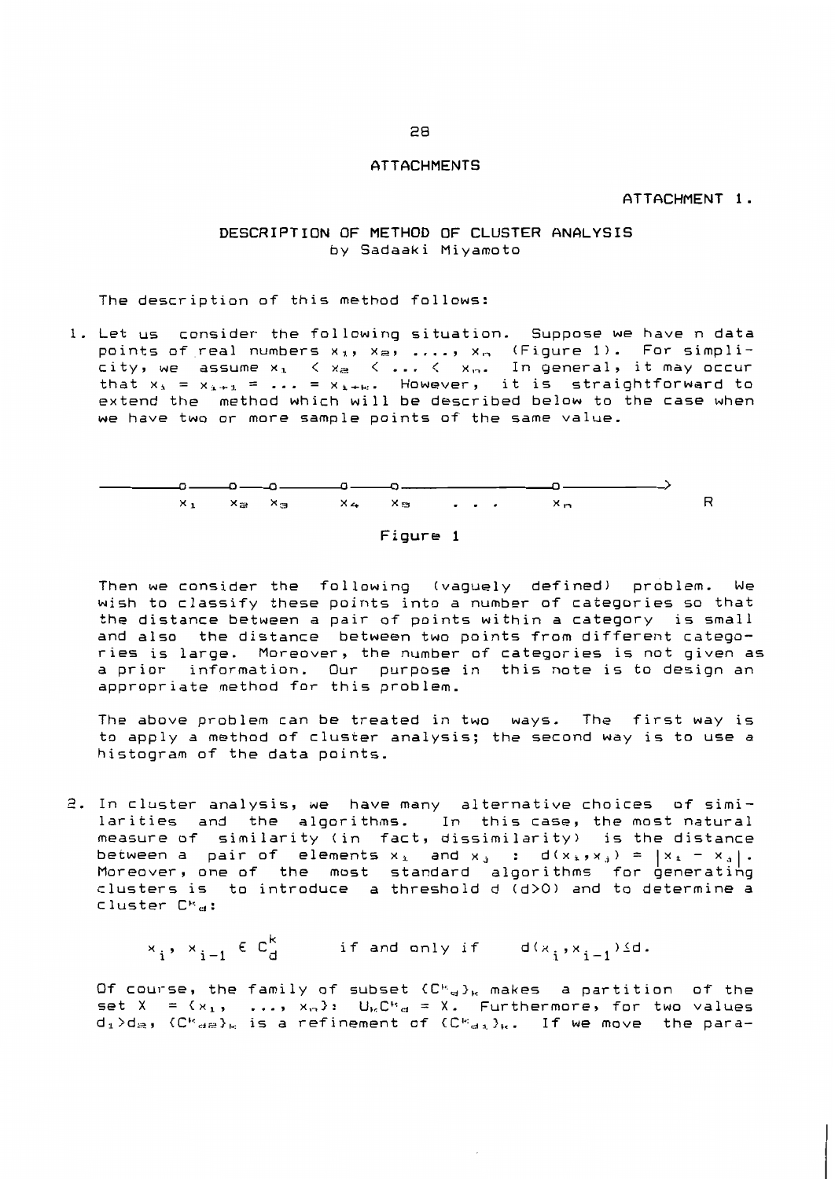# ATTACHMENTS

## ATTACHMENT 1.

### DESCRIPTION OF METHOD OF CLUSTER ANALYSIS
by Sadaaki Miyamoto

The description of this method follows:

1. Let us consider the following situation. Suppose we have n data points of real numbers $x_1$, $x_2$, ...., $x_n$ (Figure 1). For simplicity, we assume $x_1 < x_2 < \ldots < x_n$. In general, it may occur that $x_i = x_{i+1} = \ldots = x_{i+k}$. However, it is straightforward to extend the method which will be described below to the case when we have two or more sample points of the same value.

$$x_1 \quad x_2 \quad x_3 \quad x_4 \quad x_5 \quad \ldots \quad x_n \qquad R$$

Figure 1

Then we consider the following (vaguely defined) problem. We wish to classify these points into a number of categories so that the distance between a pair of points within a category is small and also the distance between two points from different categories is large. Moreover, the number of categories is not given as a prior information. Our purpose in this note is to design an appropriate method for this problem.

The above problem can be treated in two ways. The first way is to apply a method of cluster analysis; the second way is to use a histogram of the data points.

2. In cluster analysis, we have many alternative choices of similarities and the algorithms. In this case, the most natural measure of similarity (in fact, dissimilarity) is the distance between a pair of elements $x_i$ and $x_j$ : $d(x_i,x_j) = |x_i - x_j|$. Moreover, one of the most standard algorithms for generating clusters is to introduce a threshold d (d>0) and to determine a cluster $C^k_d$:

$$x_i, x_{i-1} \in C^k_d \qquad \text{if and only if} \qquad d(x_i,x_{i-1}) \leq d.$$

Of course, the family of subset $(C^k_d)_k$ makes a partition of the set $X = (x_1, \ldots, x_n)$: $\cup_k C^k_d = X$. Furthermore, for two values $d_1 > d_2$, $(C^k_{d2})_k$ is a refinement of $(C^k_{d1})_k$. If we move the para-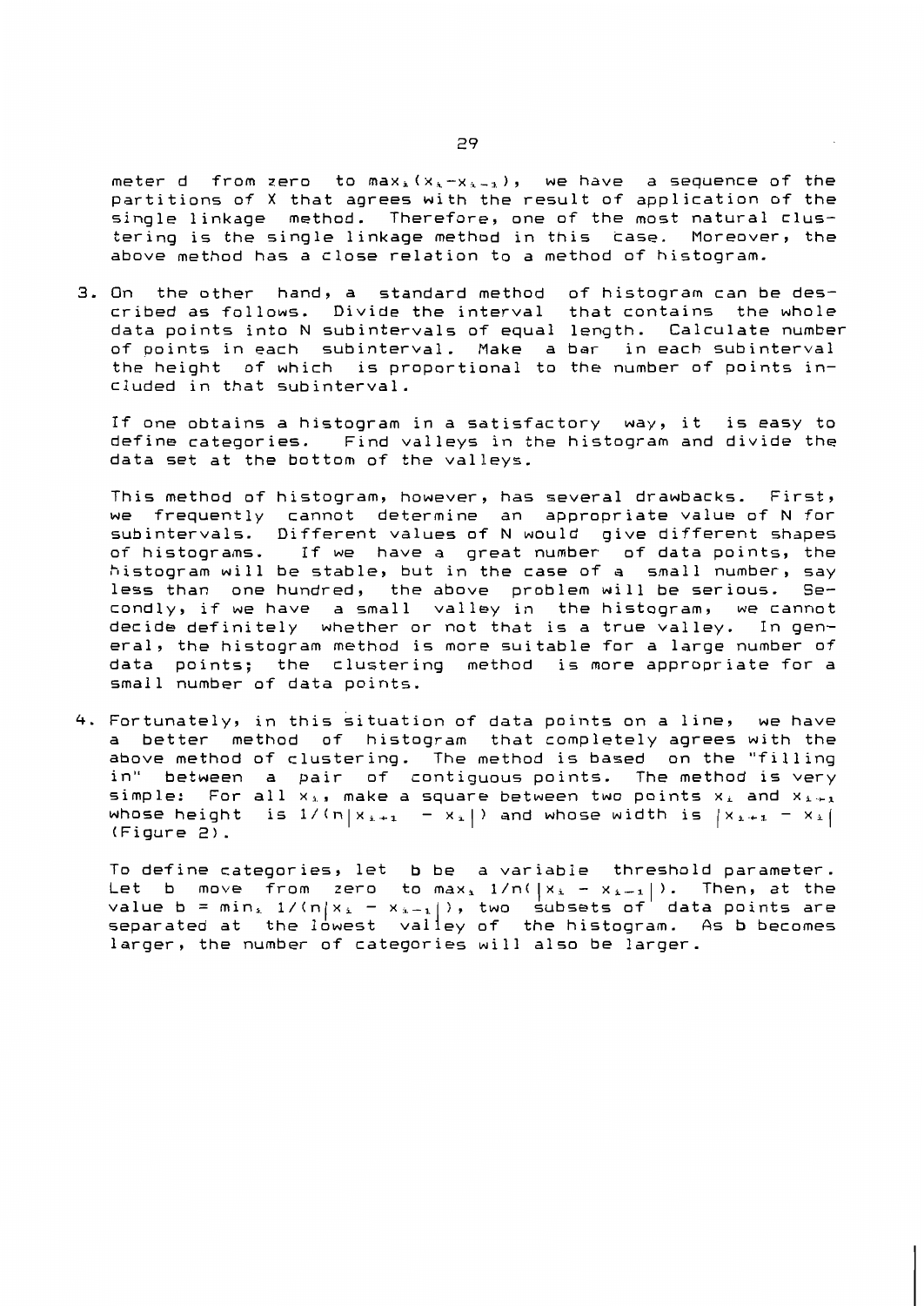meter d from zero to $\max_i(x_i - x_{i-1})$, we have a sequence of the partitions of X that agrees with the result of application of the single linkage method. Therefore, one of the most natural clustering is the single linkage method in this case. Moreover, the above method has a close relation to a method of histogram.

3. On the other hand, a standard method of histogram can be described as follows. Divide the interval that contains the whole data points into N subintervals of equal length. Calculate number of points in each subinterval. Make a bar in each subinterval the height of which is proportional to the number of points included in that subinterval.

   If one obtains a histogram in a satisfactory way, it is easy to define categories. Find valleys in the histogram and divide the data set at the bottom of the valleys.

   This method of histogram, however, has several drawbacks. First, we frequently cannot determine an appropriate value of N for subintervals. Different values of N would give different shapes of histograms. If we have a great number of data points, the histogram will be stable, but in the case of a small number, say less than one hundred, the above problem will be serious. Secondly, if we have a small valley in the histogram, we cannot decide definitely whether or not that is a true valley. In general, the histogram method is more suitable for a large number of data points; the clustering method is more appropriate for a small number of data points.

4. Fortunately, in this situation of data points on a line, we have a better method of histogram that completely agrees with the above method of clustering. The method is based on the "filling in" between a pair of contiguous points. The method is very simple: For all $x_i$, make a square between two points $x_i$ and $x_{i+1}$ whose height is $1/(n|x_{i+1} - x_i|)$ and whose width is $|x_{i+1} - x_i|$ (Figure 2).

   To define categories, let b be a variable threshold parameter. Let b move from zero to $\max_i 1/n(|x_i - x_{i-1}|)$. Then, at the value $b = \min_i 1/(n|x_i - x_{i-1}|)$, two subsets of data points are separated at the lowest valley of the histogram. As b becomes larger, the number of categories will also be larger.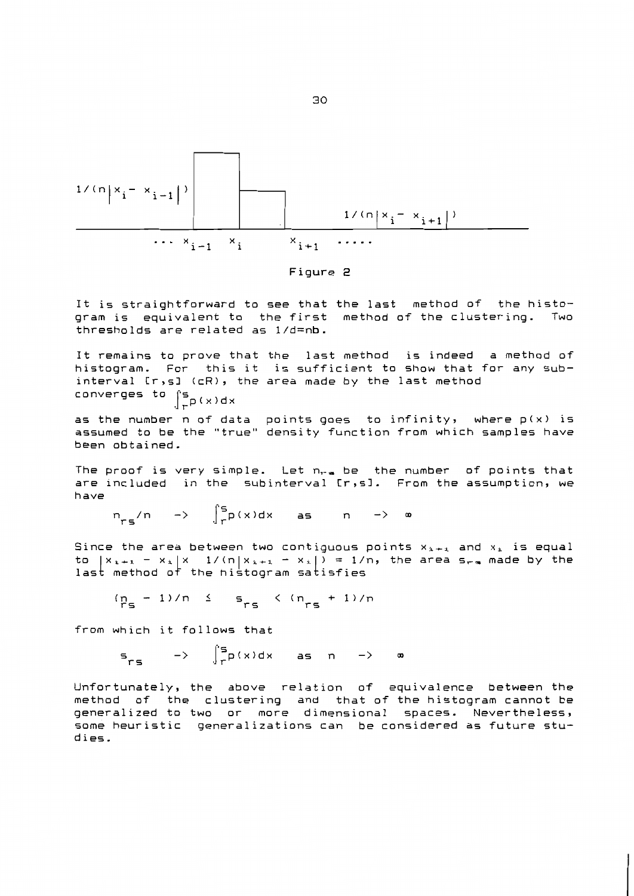$1/(n|x_i - x_{i-1}|)$

$1/(n|x_i - x_{i+1}|)$

$\ldots\ x_{i-1}\quad x_i\qquad x_{i+1}\quad \ldots\ldots$

Figure 2

It is straightforward to see that the last method of the histogram is equivalent to the first method of the clustering. Two thresholds are related as $1/d=nb$.

It remains to prove that the last method is indeed a method of histogram. For this it is sufficient to show that for any subinterval $[r,s]$ $(\subset R)$, the area made by the last method converges to $\int_r^s p(x)dx$

as the number n of data points goes to infinity, where $p(x)$ is assumed to be the "true" density function from which samples have been obtained.

The proof is very simple. Let $n_{rs}$ be the number of points that are included in the subinterval $[r,s]$. From the assumption, we have

$$n_{rs}/n \quad \rightarrow \quad \int_r^s p(x)dx \quad \text{as} \quad n \quad \rightarrow \quad \infty$$

Since the area between two contiguous points $x_{i+1}$ and $x_i$ is equal to $|x_{i+1} - x_i| \times 1/(n|x_{i+1} - x_i|) = 1/n$, the area $s_{rs}$ made by the last method of the histogram satisfies

$$(n_{rs} - 1)/n \leq s_{rs} < (n_{rs} + 1)/n$$

from which it follows that

$$s_{rs} \quad \rightarrow \quad \int_r^s p(x)dx \quad \text{as} \quad n \quad \rightarrow \quad \infty$$

Unfortunately, the above relation of equivalence between the method of the clustering and that of the histogram cannot be generalized to two or more dimensional spaces. Nevertheless, some heuristic generalizations can be considered as future studies.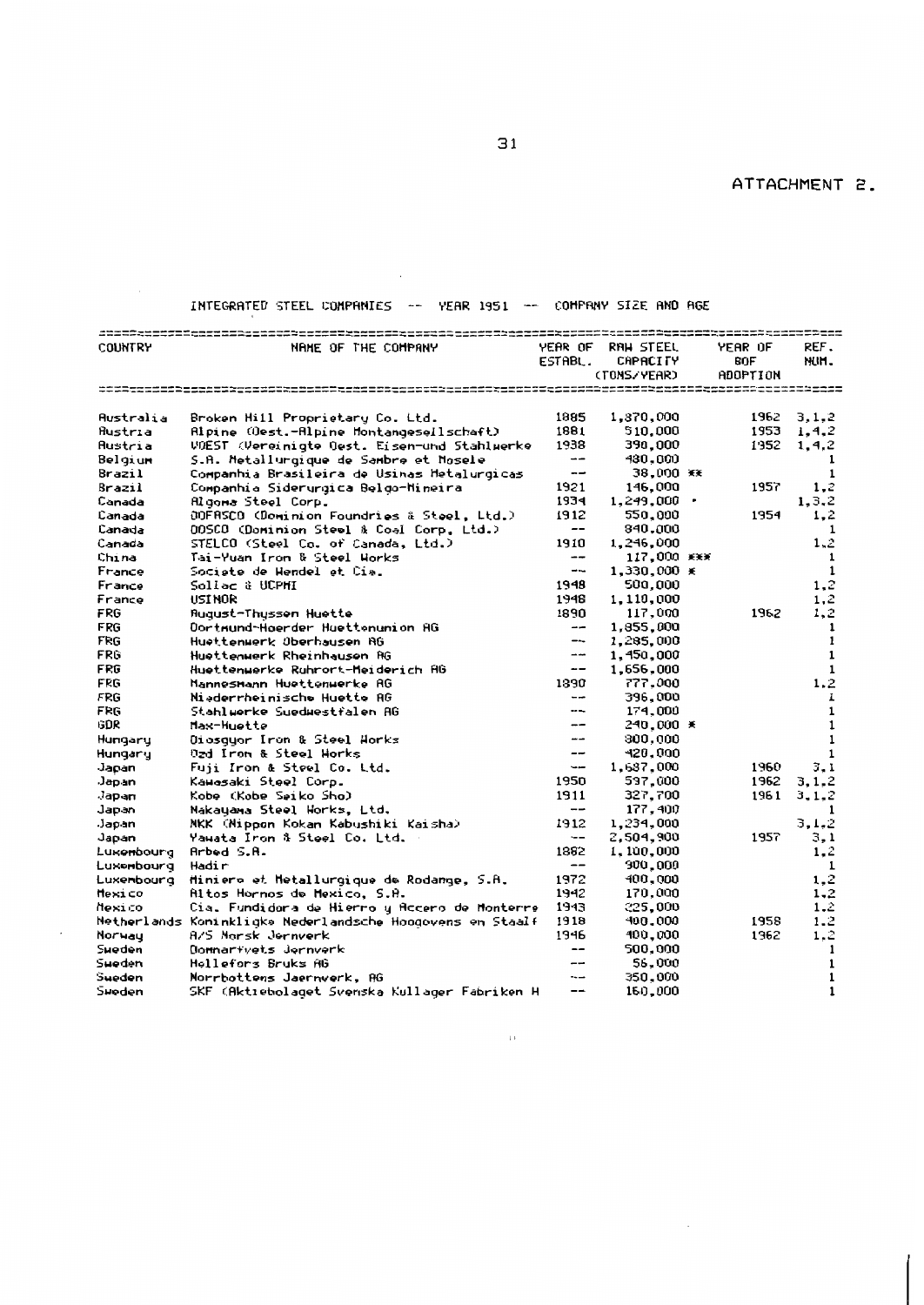ATTACHMENT 2.

INTEGRATED STEEL COMPANIES -- YEAR 1951 -- COMPANY SIZE AND AGE

| COUNTRY | NAME OF THE COMPANY | YEAR OF ESTABL. | RAW STEEL CAPACITY (TONS/YEAR) | YEAR OF BOF ADOPTION | REF. NUM. |
|---|---|---|---|---|---|
| Australia | Broken Hill Proprietary Co. Ltd. | 1885 | 1,870,000 | 1962 | 3,1,2 |
| Austria | Alpine (Oest.-Alpine Montangesellschaft) | 1881 | 510,000 | 1953 | 1,4,2 |
| Austria | VOEST (Vereinigte Oest. Eisen-und Stahlwerke | 1938 | 390,000 | 1952 | 1,4,2 |
| Belgium | S.A. Metallurgique de Sambre et Mosele | -- | 480,000 | | 1 |
| Brazil | Companhia Brasileira de Usinas Metalurgicas | -- | 38,000 ** | | 1 |
| Brazil | Companhia Siderurgica Belgo-Mineira | 1921 | 146,000 | 1957 | 1,2 |
| Canada | Algoma Steel Corp. | 1934 | 1,249,000 * | | 1,3,2 |
| Canada | DOFASCO (Dominion Foundries & Steel, Ltd.) | 1912 | 550,000 | 1954 | 1,2 |
| Canada | DOSCO (Dominion Steel & Coal Corp, Ltd.) | -- | 840,000 | | 1 |
| Canada | STELCO (Steel Co. of Canada, Ltd.) | 1910 | 1,246,000 | | 1,2 |
| China | Tai-Yuan Iron & Steel Works | -- | 117,000 *** | | 1 |
| France | Societe de Wendel et Cie. | -- | 1,330,000 * | | 1 |
| France | Sollac & UCPMI | 1948 | 500,000 | | 1,2 |
| France | USINOR | 1948 | 1,110,000 | | 1,2 |
| FRG | August-Thyssen Huette | 1890 | 117,000 | 1962 | 1,2 |
| FRG | Dortmund-Hoerder Huettenunion AG | -- | 1,855,000 | | 1 |
| FRG | Huettenwerk Oberhausen AG | -- | 1,285,000 | | 1 |
| FRG | Huettenwerk Rheinhausen AG | -- | 1,450,000 | | 1 |
| FRG | Huettenwerke Ruhrort-Meiderich AG | -- | 1,656,000 | | 1 |
| FRG | Mannesmann Huettenwerke AG | 1890 | 777,000 | | 1,2 |
| FRG | Niederrheinische Huette AG | -- | 396,000 | | 1 |
| FRG | Stahlwerke Suedwestfalen AG | -- | 174,000 | | 1 |
| GDR | Max-Huette | -- | 240,000 * | | 1 |
| Hungary | Diosgyor Iron & Steel Works | -- | 300,000 | | 1 |
| Hungary | Ozd Iron & Steel Works | -- | 420,000 | | 1 |
| Japan | Fuji Iron & Steel Co. Ltd. | -- | 1,687,000 | 1960 | 3,1 |
| Japan | Kawasaki Steel Corp. | 1950 | 537,000 | 1962 | 3,1,2 |
| Japan | Kobe (Kobe Seiko Sho) | 1911 | 327,700 | 1961 | 3,1,2 |
| Japan | Nakayama Steel Works, Ltd. | -- | 177,400 | | 1 |
| Japan | NKK (Nippon Kokan Kabushiki Kaisha) | 1912 | 1,234,000 | | 3,1,2 |
| Japan | Yawata Iron & Steel Co. Ltd. | -- | 2,504,900 | 1957 | 3,1 |
| Luxembourg | Arbed S.A. | 1882 | 1,100,000 | | 1,2 |
| Luxembourg | Hadir | -- | 900,000 | | 1 |
| Luxembourg | Miniere et Metallurgique de Rodange, S.A. | 1972 | 400,000 | | 1,2 |
| Mexico | Altos Hornos de Mexico, S.A. | 1942 | 170,000 | | 1,2 |
| Mexico | Cia. Fundidora de Hierro y Accero de Monterre | 1943 | 225,000 | | 1,2 |
| Netherlands | Koninklijke Nederlandsche Hoogovens en Staalf | 1918 | 400,000 | 1958 | 1,2 |
| Norway | A/S Norsk Jernverk | 1946 | 400,000 | 1962 | 1,2 |
| Sweden | Domnarfvets Jernverk | -- | 500,000 | | 1 |
| Sweden | Hellefors Bruks AG | -- | 56,000 | | 1 |
| Sweden | Norrbottens Jaernverk, AG | -- | 350,000 | | 1 |
| Sweden | SKF (Aktiebolaget Svenska Kullager Fabriken H | -- | 160,000 | | 1 |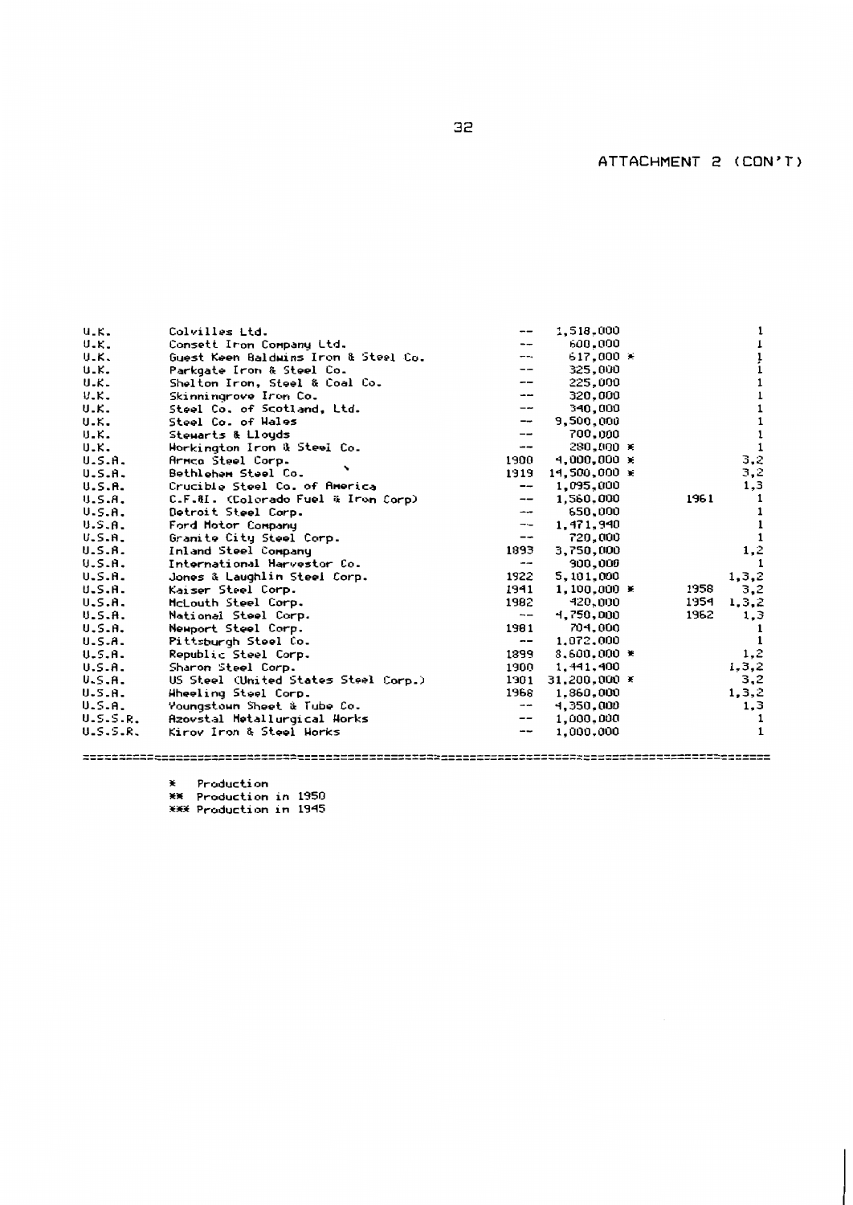ATTACHMENT 2 (CON'T)

| | | | | | |
|---|---|---|---|---|---|
| U.K. | Colvilles Ltd. | -- | 1,518,000 | | 1 |
| U.K. | Consett Iron Company Ltd. | -- | 600,000 | | 1 |
| U.K. | Guest Keen Baldwins Iron & Steel Co. | -- | 617,000 * | | 1 |
| U.K. | Parkgate Iron & Steel Co. | -- | 325,000 | | 1 |
| U.K. | Shelton Iron, Steel & Coal Co. | -- | 225,000 | | 1 |
| U.K. | Skinningrove Iron Co. | -- | 320,000 | | 1 |
| U.K. | Steel Co. of Scotland, Ltd. | -- | 340,000 | | 1 |
| U.K. | Steel Co. of Wales | -- | 9,500,000 | | 1 |
| U.K. | Stewarts & Lloyds | -- | 700,000 | | 1 |
| U.K. | Workington Iron & Steel Co. | -- | 280,000 * | | 1 |
| U.S.A. | Armco Steel Corp. | 1900 | 4,000,000 * | | 3,2 |
| U.S.A. | Bethlehem Steel Co. | 1919 | 14,500,000 * | | 3,2 |
| U.S.A. | Crucible Steel Co. of America | -- | 1,095,000 | | 1,3 |
| U.S.A. | C.F.&I. (Colorado Fuel & Iron Corp) | -- | 1,560,000 | 1961 | 1 |
| U.S.A. | Detroit Steel Corp. | -- | 650,000 | | 1 |
| U.S.A. | Ford Motor Company | -- | 1,471,940 | | 1 |
| U.S.A. | Granite City Steel Corp. | -- | 720,000 | | 1 |
| U.S.A. | Inland Steel Company | 1893 | 3,750,000 | | 1,2 |
| U.S.A. | International Harvester Co. | -- | 900,000 | | 1 |
| U.S.A. | Jones & Laughlin Steel Corp. | 1922 | 5,101,000 | | 1,3,2 |
| U.S.A. | Kaiser Steel Corp. | 1941 | 1,100,000 * | 1958 | 3,2 |
| U.S.A. | McLouth Steel Corp. | 1982 | 420,000 | 1954 | 1,3,2 |
| U.S.A. | National Steel Corp. | -- | 4,750,000 | 1962 | 1,3 |
| U.S.A. | Newport Steel Corp. | 1981 | 704,000 | | 1 |
| U.S.A. | Pittsburgh Steel Co. | -- | 1,072,000 | | 1 |
| U.S.A. | Republic Steel Corp. | 1899 | 8,600,000 * | | 1,2 |
| U.S.A. | Sharon Steel Corp. | 1900 | 1,441,400 | | 1,3,2 |
| U.S.A. | US Steel (United States Steel Corp.) | 1901 | 31,200,000 * | | 3,2 |
| U.S.A. | Wheeling Steel Corp. | 1968 | 1,860,000 | | 1,3,2 |
| U.S.A. | Youngstown Sheet & Tube Co. | -- | 4,350,000 | | 1,3 |
| U.S.S.R. | Azovstal Metallurgical Works | -- | 1,000,000 | | 1 |
| U.S.S.R. | Kirov Iron & Steel Works | -- | 1,000,000 | | 1 |

* Production
** Production in 1950
*** Production in 1945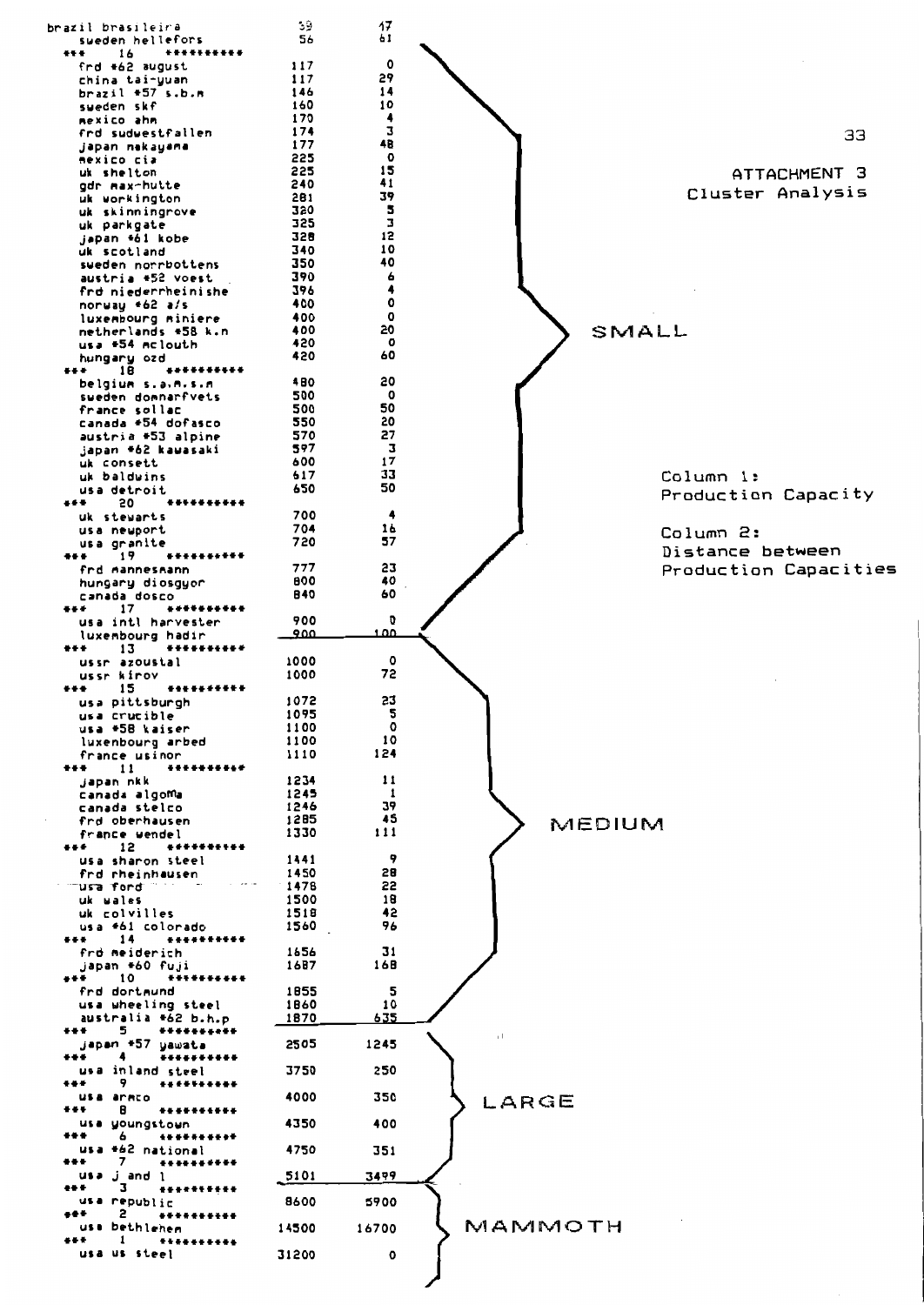# ATTACHMENT 3
## Cluster Analysis

Column 1: Production Capacity

Column 2: Distance between Production Capacities

| Plant | Column 1 | Column 2 |
|---|---|---|
| brazil brasileira | 39 | 17 |
| sweden hellefors | 56 | 61 |
| *** 16 ********** | | |
| frd #62 august | 117 | 0 |
| china tai-yuan | 117 | 29 |
| brazil #57 s.b.m | 146 | 14 |
| sweden skf | 160 | 10 |
| mexico ahm | 170 | 4 |
| frd sudwestfallen | 174 | 3 |
| japan nakayama | 177 | 48 |
| mexico cia | 225 | 0 |
| uk shelton | 225 | 15 |
| gdr max-hutte | 240 | 41 |
| uk workington | 281 | 39 |
| uk skinningrove | 320 | 5 |
| uk parkgate | 325 | 3 |
| japan #61 kobe | 328 | 12 |
| uk scotland | 340 | 10 |
| sweden norrbottens | 350 | 40 |
| austria #52 voest | 390 | 6 |
| frd niederrheinishe | 396 | 4 |
| norway #62 a/s | 400 | 0 |
| luxembourg miniere | 400 | 0 |
| netherlands #58 k.n | 400 | 20 |
| usa #54 mclouth | 420 | 0 |
| hungary ozd | 420 | 60 |
| *** 18 ********** | | |
| belgium s.a.m.s.m | 480 | 20 |
| sweden domnarfvets | 500 | 0 |
| france sollac | 500 | 50 |
| canada #54 dofasco | 550 | 20 |
| austria #53 alpine | 570 | 27 |
| japan #62 kawasaki | 597 | 3 |
| uk consett | 600 | 17 |
| uk baldwins | 617 | 33 |
| usa detroit | 650 | 50 |
| *** 20 ********** | | |
| uk stewarts | 700 | 4 |
| usa newport | 704 | 16 |
| usa granite | 720 | 57 |
| *** 19 ********** | | |
| frd mannesmann | 777 | 23 |
| hungary diosgyor | 800 | 40 |
| canada dosco | 840 | 60 |
| *** 17 ********** | | |
| usa intl harvester | 900 | 0 |
| luxembourg hadir | 900 | 100 |
| **SMALL** (end) | | |
| *** 13 ********** | | |
| ussr azoustal | 1000 | 0 |
| ussr kirov | 1000 | 72 |
| *** 15 ********** | | |
| usa pittsburgh | 1072 | 23 |
| usa crucible | 1095 | 5 |
| usa #58 kaiser | 1100 | 0 |
| luxembourg arbed | 1100 | 10 |
| france usinor | 1110 | 124 |
| *** 11 ********** | | |
| japan nkk | 1234 | 11 |
| canada algoma | 1245 | 1 |
| canada stelco | 1246 | 39 |
| frd oberhausen | 1285 | 45 |
| france wendel | 1330 | 111 |
| *** 12 ********** | | |
| usa sharon steel | 1441 | 9 |
| frd rheinhausen | 1450 | 28 |
| usa ford | 1478 | 22 |
| uk wales | 1500 | 18 |
| uk colvilles | 1518 | 42 |
| usa #61 colorado | 1560 | 96 |
| *** 14 ********** | | |
| frd meiderich | 1656 | 31 |
| japan #60 fuji | 1687 | 168 |
| *** 10 ********** | | |
| frd dortmund | 1855 | 5 |
| usa wheeling steel | 1860 | 10 |
| australia #62 b.h.p | 1870 | 635 |
| **MEDIUM** (end) | | |
| *** 5 ********** | | |
| japan #57 yawata | 2505 | 1245 |
| *** 4 ********** | | |
| usa inland steel | 3750 | 250 |
| *** 9 ********** | | |
| usa armco | 4000 | 350 |
| *** 8 ********** | | |
| usa youngstown | 4350 | 400 |
| *** 6 ********** | | |
| usa #62 national | 4750 | 351 |
| *** 7 ********** | | |
| usa j and l | 5101 | 3499 |
| **LARGE** (end) | | |
| *** 3 ********** | | |
| usa republic | 8600 | 5900 |
| *** 2 ********** | | |
| usa bethlehem | 14500 | 16700 |
| *** 1 ********** | | |
| usa us steel | 31200 | 0 |
| **MAMMOTH** (end) | | |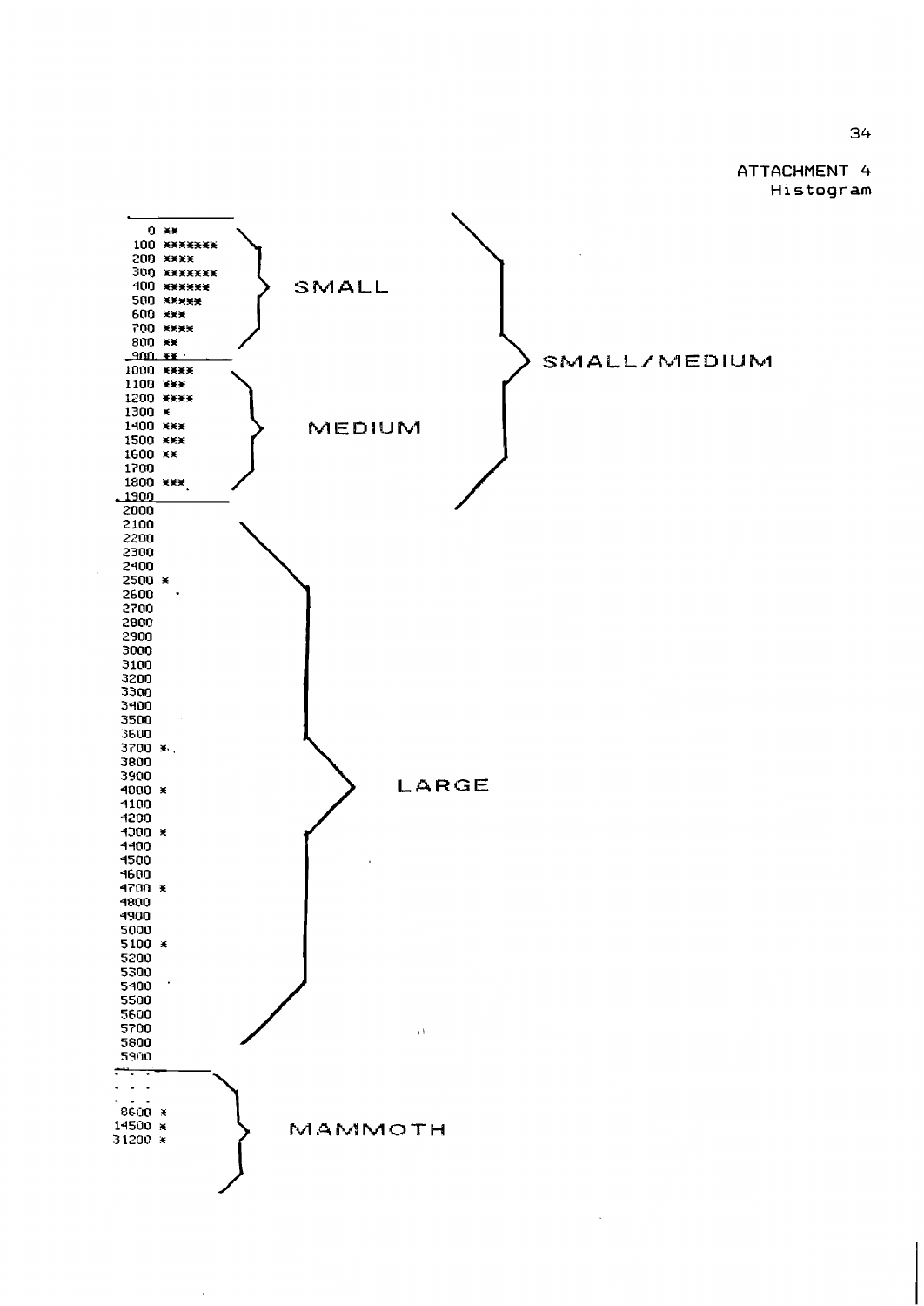ATTACHMENT 4
Histogram

```
    0 **
  100 *******
  200 ****
  300 *******
  400 ******          SMALL
  500 *****
  600 ***
  700 ****
  800 **
  900 **                                    SMALL/MEDIUM
 1000 ****
 1100 ***
 1200 ****
 1300 *
 1400 ***             MEDIUM
 1500 ***
 1600 **
 1700
 1800 ***
 1900
 2000
 2100
 2200
 2300
 2400
 2500 *
 2600
 2700
 2800
 2900
 3000
 3100
 3200
 3300
 3400
 3500
 3600
 3700 *
 3800
 3900
 4000 *                    LARGE
 4100
 4200
 4300 *
 4400
 4500
 4600
 4700 *
 4800
 4900
 5000
 5100 *
 5200
 5300
 5400
 5500
 5600
 5700
 5800
 5900
  . . .
  . . .
  . . .
 8600 *
14500 *               MAMMOTH
31200 *
```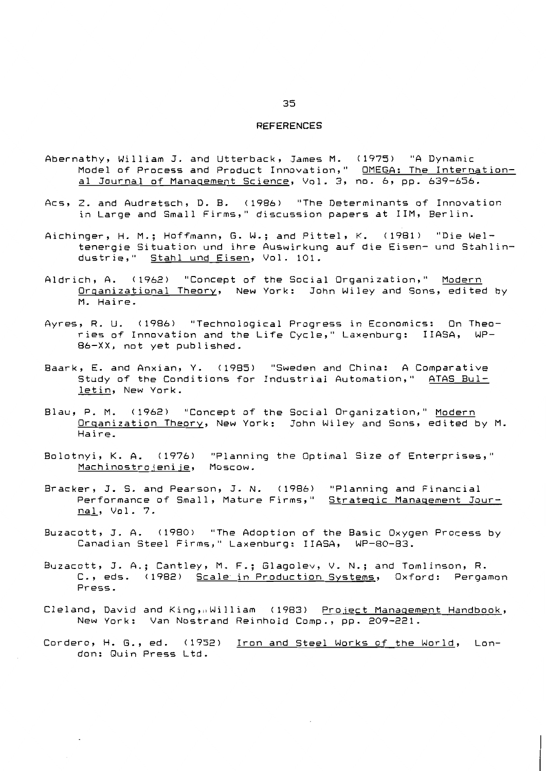# REFERENCES

Abernathy, William J. and Utterback, James M. (1975) "A Dynamic Model of Process and Product Innovation," OMEGA: The International Journal of Management Science, Vol. 3, no. 6, pp. 639-656.

Acs, Z. and Audretsch, D. B. (1986) "The Determinants of Innovation in Large and Small Firms," discussion papers at IIM, Berlin.

Aichinger, H. M.; Hoffmann, G. W.; and Pittel, K. (1981) "Die Weltenergie Situation und ihre Auswirkung auf die Eisen- und Stahlindustrie," Stahl und Eisen, Vol. 101.

Aldrich, A. (1962) "Concept of the Social Organization," Modern Organizational Theory, New York: John Wiley and Sons, edited by M. Haire.

Ayres, R. U. (1986) "Technological Progress in Economics: On Theories of Innovation and the Life Cycle," Laxenburg: IIASA, WP-86-XX, not yet published.

Baark, E. and Anxian, Y. (1985) "Sweden and China: A Comparative Study of the Conditions for Industrial Automation," ATAS Bulletin, New York.

Blau, P. M. (1962) "Concept of the Social Organization," Modern Organization Theory, New York: John Wiley and Sons, edited by M. Haire.

Bolotnyi, K. A. (1976) "Planning the Optimal Size of Enterprises," Machinostrojenije, Moscow.

Bracker, J. S. and Pearson, J. N. (1986) "Planning and Financial Performance of Small, Mature Firms," Strategic Management Journal, Vol. 7.

Buzacott, J. A. (1980) "The Adoption of the Basic Oxygen Process by Canadian Steel Firms," Laxenburg: IIASA, WP-80-83.

Buzacott, J. A.; Cantley, M. F.; Glagolev, V. N.; and Tomlinson, R. C., eds. (1982) Scale in Production Systems, Oxford: Pergamon Press.

Cleland, David and King, William (1983) Project Management Handbook, New York: Van Nostrand Reinhold Comp., pp. 209-221.

Cordero, H. G., ed. (1952) Iron and Steel Works of the World, London: Quin Press Ltd.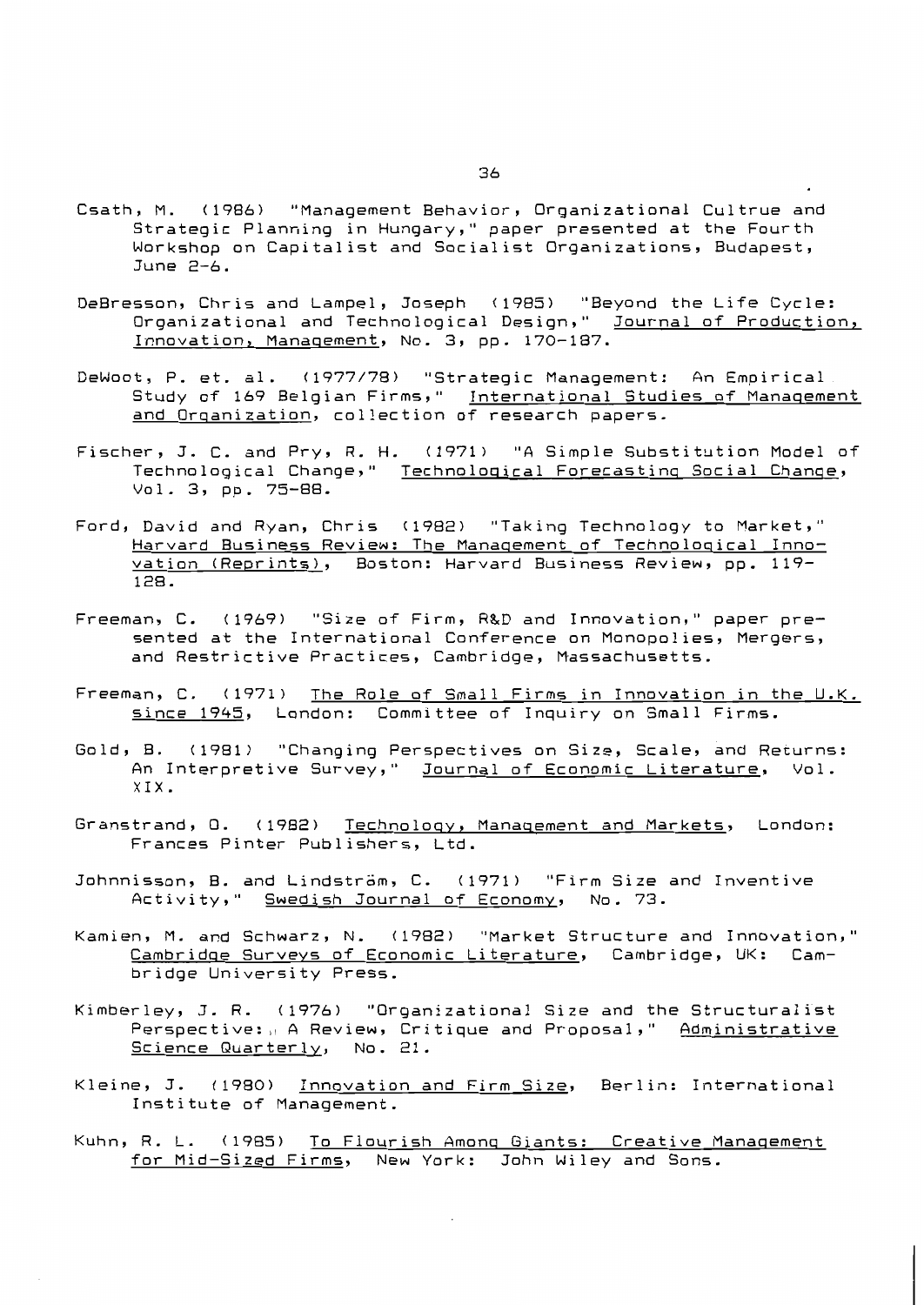Csath, M. (1986) "Management Behavior, Organizational Cultrue and Strategic Planning in Hungary," paper presented at the Fourth Workshop on Capitalist and Socialist Organizations, Budapest, June 2-6.

DeBresson, Chris and Lampel, Joseph (1985) "Beyond the Life Cycle: Organizational and Technological Design," Journal of Production, Innovation, Management, No. 3, pp. 170-187.

DeWoot, P. et. al. (1977/78) "Strategic Management: An Empirical Study of 169 Belgian Firms," International Studies of Management and Organization, collection of research papers.

Fischer, J. C. and Pry, R. H. (1971) "A Simple Substitution Model of Technological Change," Technological Forecasting Social Change, Vol. 3, pp. 75-88.

Ford, David and Ryan, Chris (1982) "Taking Technology to Market," Harvard Business Review: The Management of Technological Innovation (Reprints), Boston: Harvard Business Review, pp. 119-128.

Freeman, C. (1969) "Size of Firm, R&D and Innovation," paper presented at the International Conference on Monopolies, Mergers, and Restrictive Practices, Cambridge, Massachusetts.

Freeman, C. (1971) The Role of Small Firms in Innovation in the U.K. since 1945, London: Committee of Inquiry on Small Firms.

Gold, B. (1981) "Changing Perspectives on Size, Scale, and Returns: An Interpretive Survey," Journal of Economic Literature, Vol. XIX.

Granstrand, O. (1982) Technology, Management and Markets, London: Frances Pinter Publishers, Ltd.

Johnnisson, B. and Lindström, C. (1971) "Firm Size and Inventive Activity," Swedish Journal of Economy, No. 73.

Kamien, M. and Schwarz, N. (1982) "Market Structure and Innovation," Cambridge Surveys of Economic Literature, Cambridge, UK: Cambridge University Press.

Kimberley, J. R. (1976) "Organizational Size and the Structuralist Perspective: A Review, Critique and Proposal," Administrative Science Quarterly, No. 21.

Kleine, J. (1980) Innovation and Firm Size, Berlin: International Institute of Management.

Kuhn, R. L. (1985) To Flourish Among Giants: Creative Management for Mid-Sized Firms, New York: John Wiley and Sons.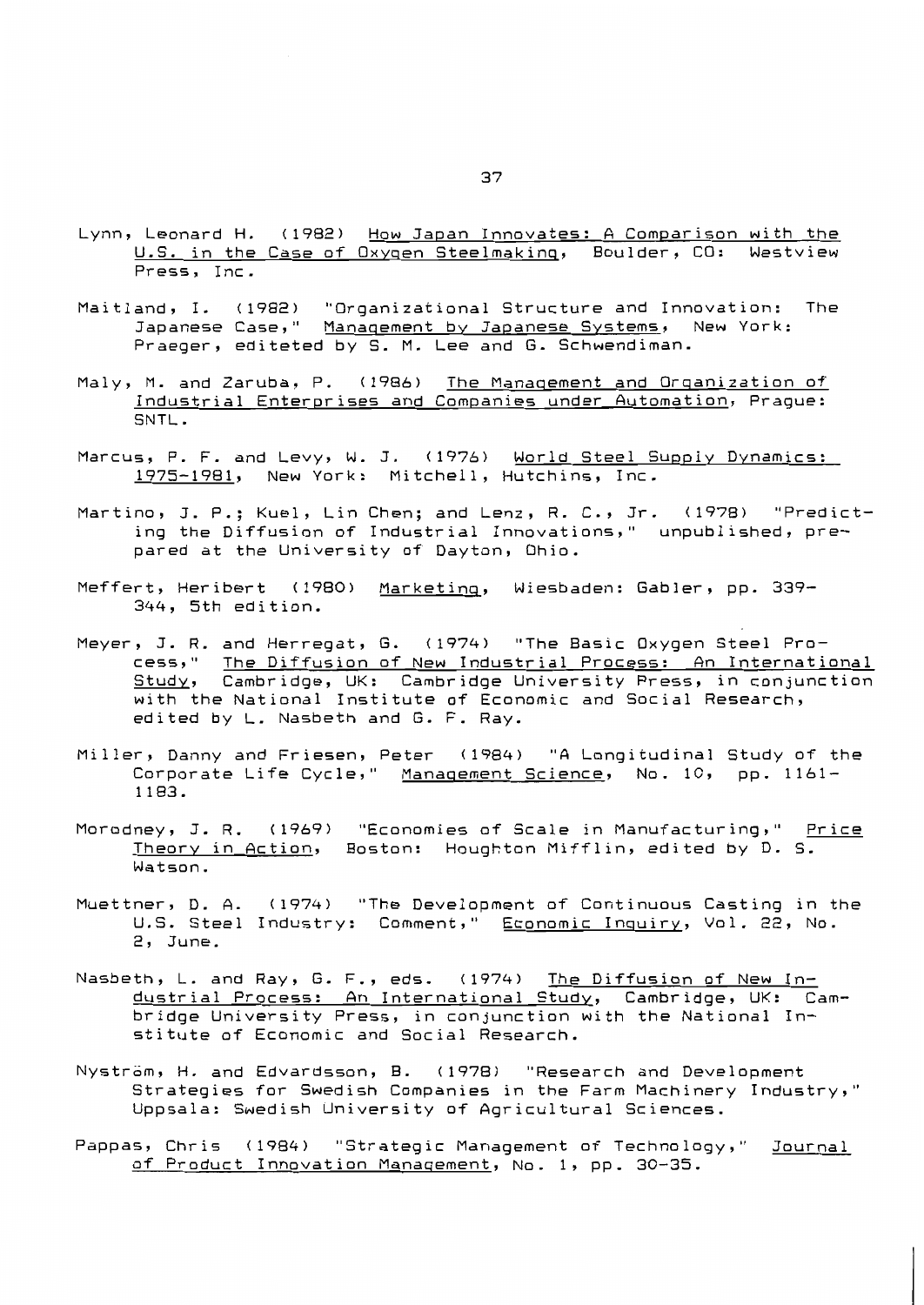Lynn, Leonard H. (1982) How Japan Innovates: A Comparison with the U.S. in the Case of Oxygen Steelmaking, Boulder, CO: Westview Press, Inc.

Maitland, I. (1982) "Organizational Structure and Innovation: The Japanese Case," Management by Japanese Systems, New York: Praeger, editeted by S. M. Lee and G. Schwendiman.

Maly, M. and Zaruba, P. (1986) The Management and Organization of Industrial Enterprises and Companies under Automation, Prague: SNTL.

Marcus, P. F. and Levy, W. J. (1976) World Steel Supply Dynamics: 1975-1981, New York: Mitchell, Hutchins, Inc.

Martino, J. P.; Kuel, Lin Chen; and Lenz, R. C., Jr. (1978) "Predicting the Diffusion of Industrial Innovations," unpublished, prepared at the University of Dayton, Ohio.

Meffert, Heribert (1980) Marketing, Wiesbaden: Gabler, pp. 339-344, 5th edition.

Meyer, J. R. and Herregat, G. (1974) "The Basic Oxygen Steel Process," The Diffusion of New Industrial Process: An International Study, Cambridge, UK: Cambridge University Press, in conjunction with the National Institute of Economic and Social Research, edited by L. Nasbeth and G. F. Ray.

Miller, Danny and Friesen, Peter (1984) "A Longitudinal Study of the Corporate Life Cycle," Management Science, No. 10, pp. 1161-1183.

Morodney, J. R. (1969) "Economies of Scale in Manufacturing," Price Theory in Action, Boston: Houghton Mifflin, edited by D. S. Watson.

Muettner, D. A. (1974) "The Development of Continuous Casting in the U.S. Steel Industry: Comment," Economic Inquiry, Vol. 22, No. 2, June.

Nasbeth, L. and Ray, G. F., eds. (1974) The Diffusion of New Industrial Process: An International Study, Cambridge, UK: Cambridge University Press, in conjunction with the National Institute of Economic and Social Research.

Nyström, H. and Edvardsson, B. (1978) "Research and Development Strategies for Swedish Companies in the Farm Machinery Industry," Uppsala: Swedish University of Agricultural Sciences.

Pappas, Chris (1984) "Strategic Management of Technology," Journal of Product Innovation Management, No. 1, pp. 30-35.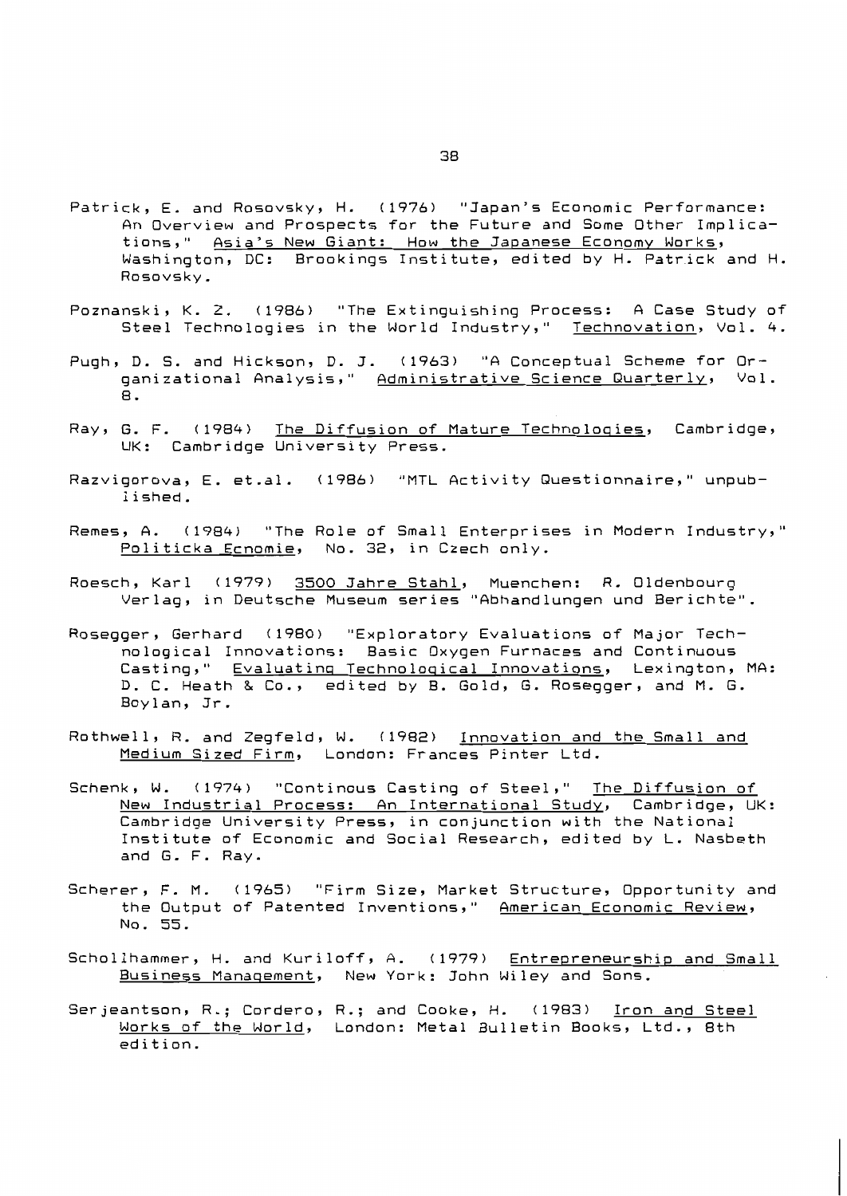Patrick, E. and Rosovsky, H. (1976) "Japan's Economic Performance: An Overview and Prospects for the Future and Some Other Implications," Asia's New Giant: How the Japanese Economy Works, Washington, DC: Brookings Institute, edited by H. Patrick and H. Rosovsky.

Poznanski, K. Z. (1986) "The Extinguishing Process: A Case Study of Steel Technologies in the World Industry," Technovation, Vol. 4.

Pugh, D. S. and Hickson, D. J. (1963) "A Conceptual Scheme for Organizational Analysis," Administrative Science Quarterly, Vol. 8.

Ray, G. F. (1984) The Diffusion of Mature Technologies, Cambridge, UK: Cambridge University Press.

Razvigorova, E. et.al. (1986) "MTL Activity Questionnaire," unpublished.

Remes, A. (1984) "The Role of Small Enterprises in Modern Industry," Politicka Ecnomie, No. 32, in Czech only.

Roesch, Karl (1979) 3500 Jahre Stahl, Muenchen: R. Oldenbourg Verlag, in Deutsche Museum series "Abhandlungen und Berichte".

Rosegger, Gerhard (1980) "Exploratory Evaluations of Major Technological Innovations: Basic Oxygen Furnaces and Continuous Casting," Evaluating Technological Innovations, Lexington, MA: D. C. Heath & Co., edited by B. Gold, G. Rosegger, and M. G. Boylan, Jr.

Rothwell, R. and Zegfeld, W. (1982) Innovation and the Small and Medium Sized Firm, London: Frances Pinter Ltd.

Schenk, W. (1974) "Continous Casting of Steel," The Diffusion of New Industrial Process: An International Study, Cambridge, UK: Cambridge University Press, in conjunction with the National Institute of Economic and Social Research, edited by L. Nasbeth and G. F. Ray.

Scherer, F. M. (1965) "Firm Size, Market Structure, Opportunity and the Output of Patented Inventions," American Economic Review, No. 55.

Schollhammer, H. and Kuriloff, A. (1979) Entrepreneurship and Small Business Management, New York: John Wiley and Sons.

Serjeantson, R.; Cordero, R.; and Cooke, H. (1983) Iron and Steel Works of the World, London: Metal Bulletin Books, Ltd., 8th edition.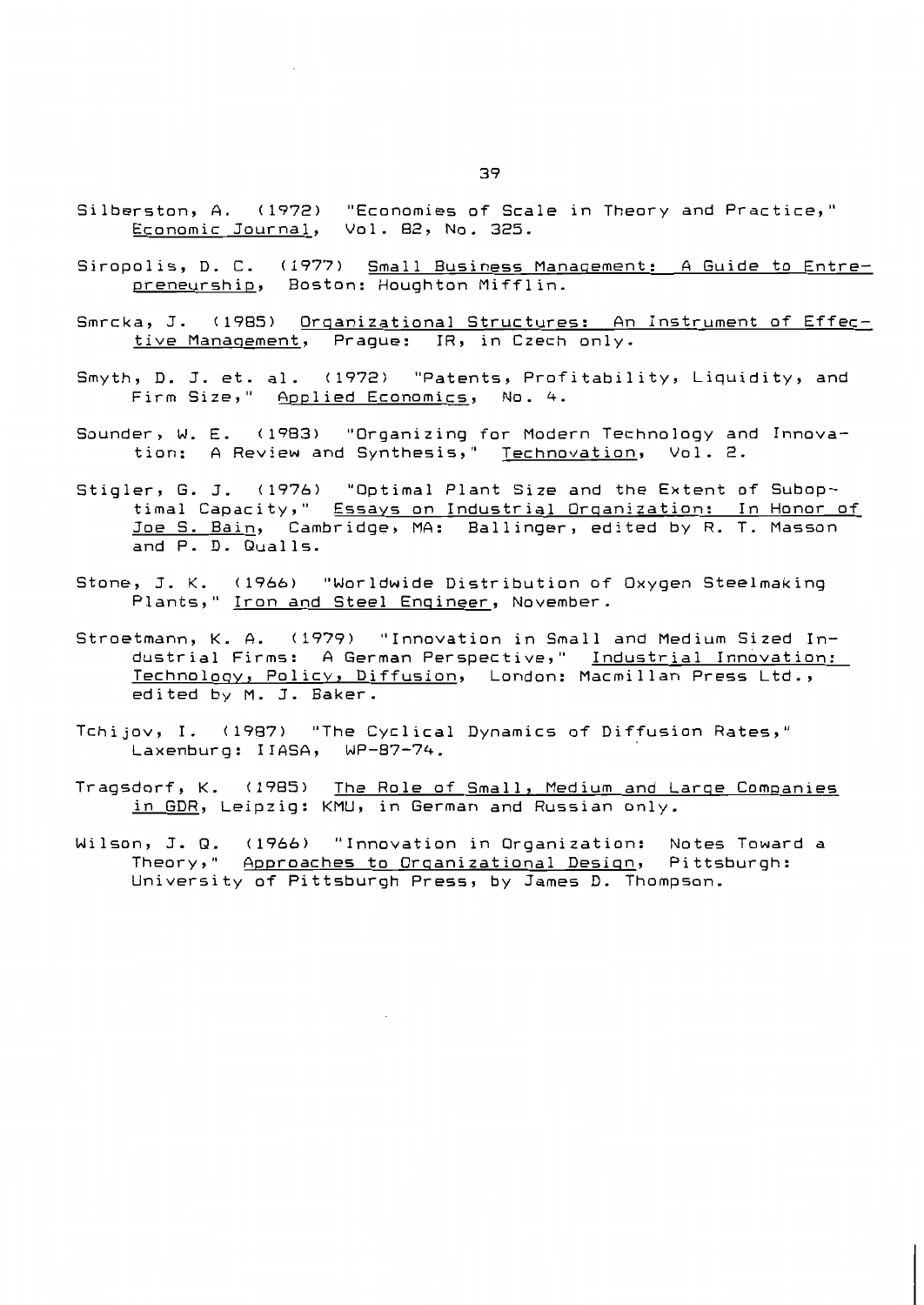Silberston, A. (1972) "Economies of Scale in Theory and Practice," Economic Journal, Vol. 82, No. 325.

Siropolis, D. C. (1977) Small Business Management: A Guide to Entrepreneurship, Boston: Houghton Mifflin.

Smrcka, J. (1985) Organizational Structures: An Instrument of Effective Management, Prague: IR, in Czech only.

Smyth, D. J. et. al. (1972) "Patents, Profitability, Liquidity, and Firm Size," Applied Economics, No. 4.

Sounder, W. E. (1983) "Organizing for Modern Technology and Innovation: A Review and Synthesis," Technovation, Vol. 2.

Stigler, G. J. (1976) "Optimal Plant Size and the Extent of Suboptimal Capacity," Essays on Industrial Organization: In Honor of Joe S. Bain, Cambridge, MA: Ballinger, edited by R. T. Masson and P. D. Qualls.

Stone, J. K. (1966) "Worldwide Distribution of Oxygen Steelmaking Plants," Iron and Steel Engineer, November.

Stroetmann, K. A. (1979) "Innovation in Small and Medium Sized Industrial Firms: A German Perspective," Industrial Innovation: Technology, Policy, Diffusion, London: Macmillan Press Ltd., edited by M. J. Baker.

Tchijov, I. (1987) "The Cyclical Dynamics of Diffusion Rates," Laxenburg: IIASA, WP-87-74.

Tragsdorf, K. (1985) The Role of Small, Medium and Large Companies in GDR, Leipzig: KMU, in German and Russian only.

Wilson, J. Q. (1966) "Innovation in Organization: Notes Toward a Theory," Approaches to Organizational Design, Pittsburgh: University of Pittsburgh Press, by James D. Thompson.